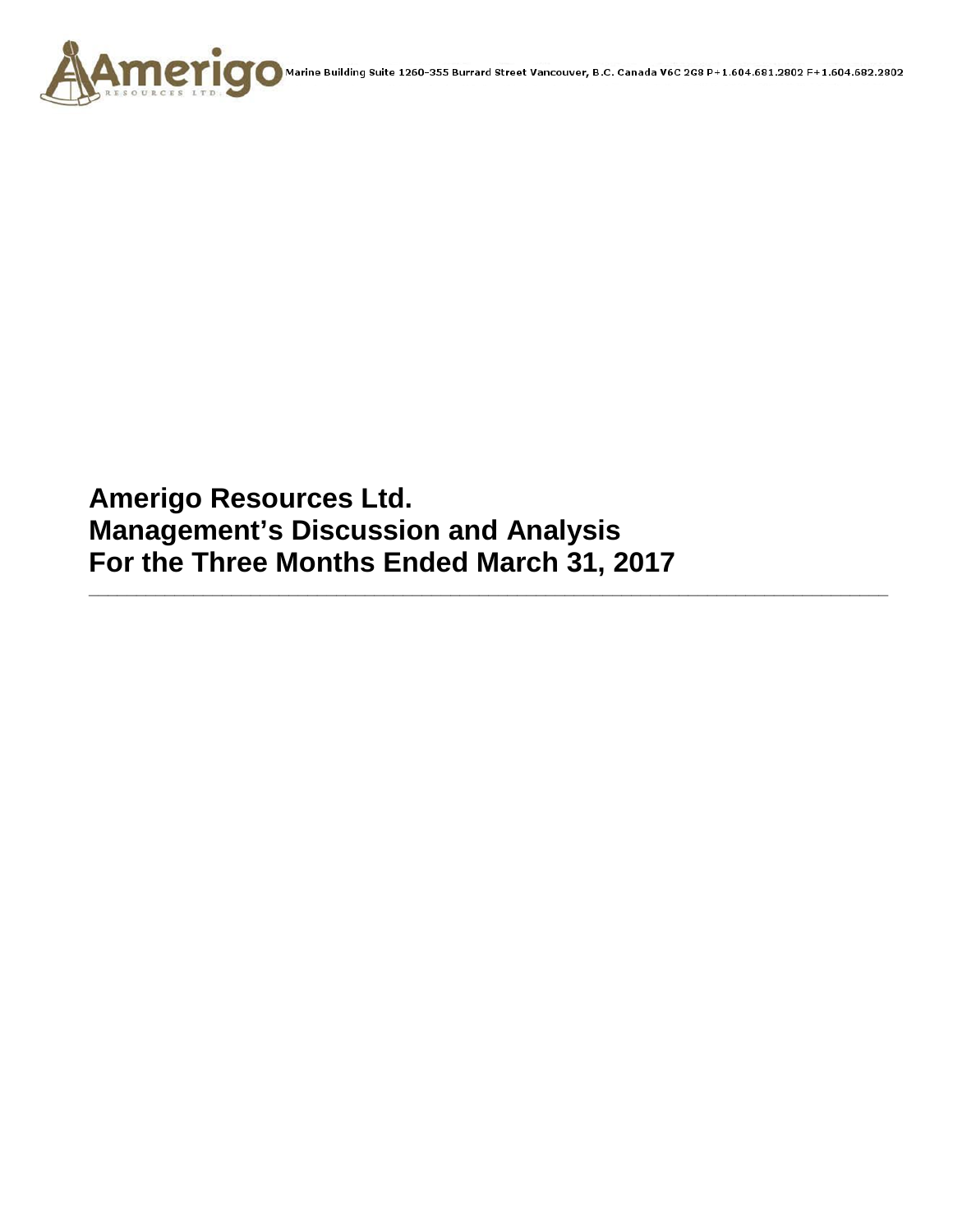Marine Building Suite 1260-355 Burrard Street Vancouver, B.C. Canada V6C 2G8 P+1.604.681.2802 F+1.604.682.2802

# Amerigo Resources Ltd.
# Management's Discussion and Analysis
# For the Three Months Ended March 31, 2017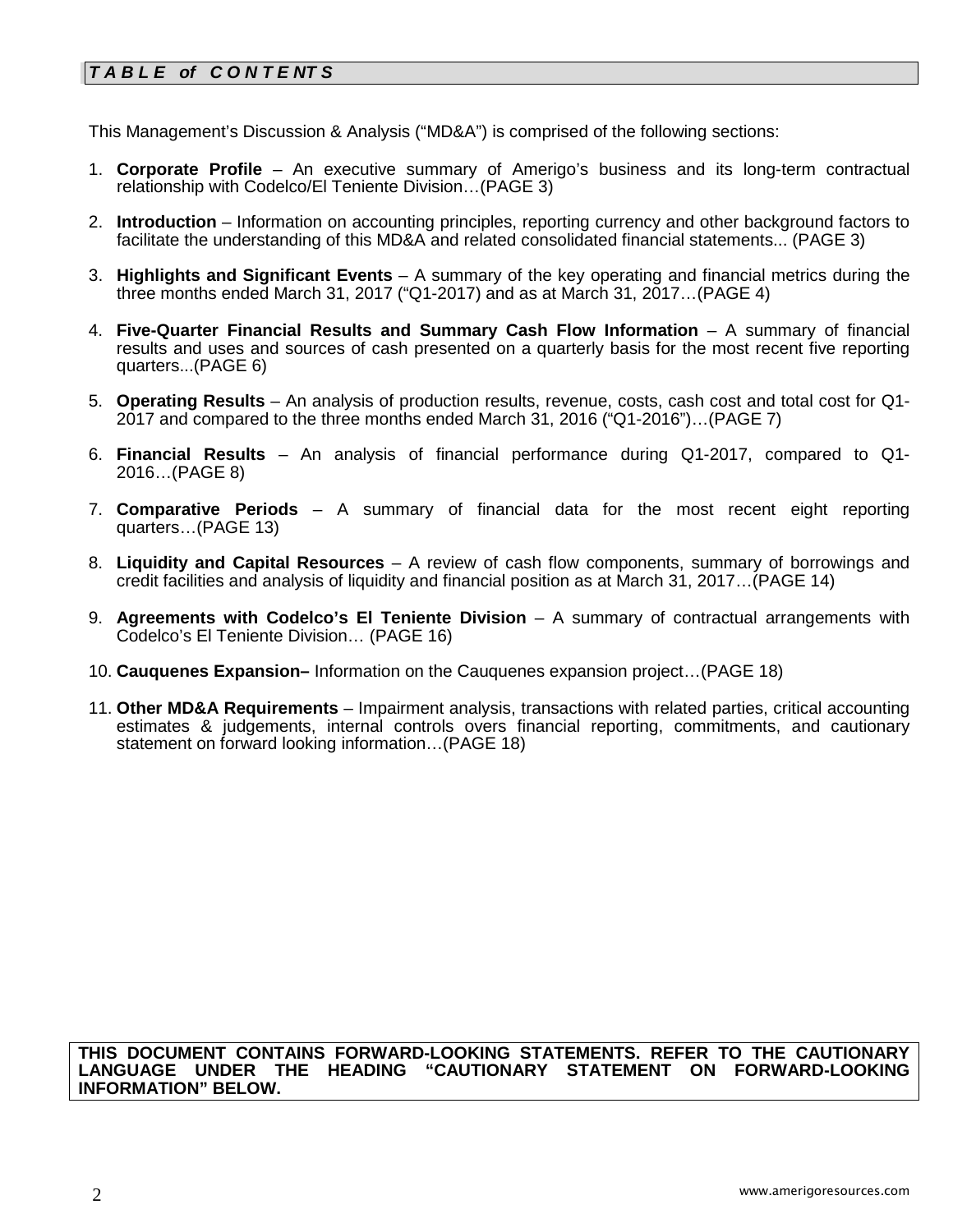## *TABLE of CONTENTS*

This Management's Discussion & Analysis ("MD&A") is comprised of the following sections:

1. **Corporate Profile** – An executive summary of Amerigo's business and its long-term contractual relationship with Codelco/El Teniente Division…(PAGE 3)

2. **Introduction** – Information on accounting principles, reporting currency and other background factors to facilitate the understanding of this MD&A and related consolidated financial statements... (PAGE 3)

3. **Highlights and Significant Events** – A summary of the key operating and financial metrics during the three months ended March 31, 2017 ("Q1-2017) and as at March 31, 2017…(PAGE 4)

4. **Five-Quarter Financial Results and Summary Cash Flow Information** – A summary of financial results and uses and sources of cash presented on a quarterly basis for the most recent five reporting quarters...(PAGE 6)

5. **Operating Results** – An analysis of production results, revenue, costs, cash cost and total cost for Q1-2017 and compared to the three months ended March 31, 2016 ("Q1-2016")…(PAGE 7)

6. **Financial Results** – An analysis of financial performance during Q1-2017, compared to Q1-2016…(PAGE 8)

7. **Comparative Periods** – A summary of financial data for the most recent eight reporting quarters…(PAGE 13)

8. **Liquidity and Capital Resources** – A review of cash flow components, summary of borrowings and credit facilities and analysis of liquidity and financial position as at March 31, 2017…(PAGE 14)

9. **Agreements with Codelco's El Teniente Division** – A summary of contractual arrangements with Codelco's El Teniente Division… (PAGE 16)

10. **Cauquenes Expansion–** Information on the Cauquenes expansion project…(PAGE 18)

11. **Other MD&A Requirements** – Impairment analysis, transactions with related parties, critical accounting estimates & judgements, internal controls overs financial reporting, commitments, and cautionary statement on forward looking information…(PAGE 18)

**THIS DOCUMENT CONTAINS FORWARD-LOOKING STATEMENTS. REFER TO THE CAUTIONARY LANGUAGE UNDER THE HEADING "CAUTIONARY STATEMENT ON FORWARD-LOOKING INFORMATION" BELOW.**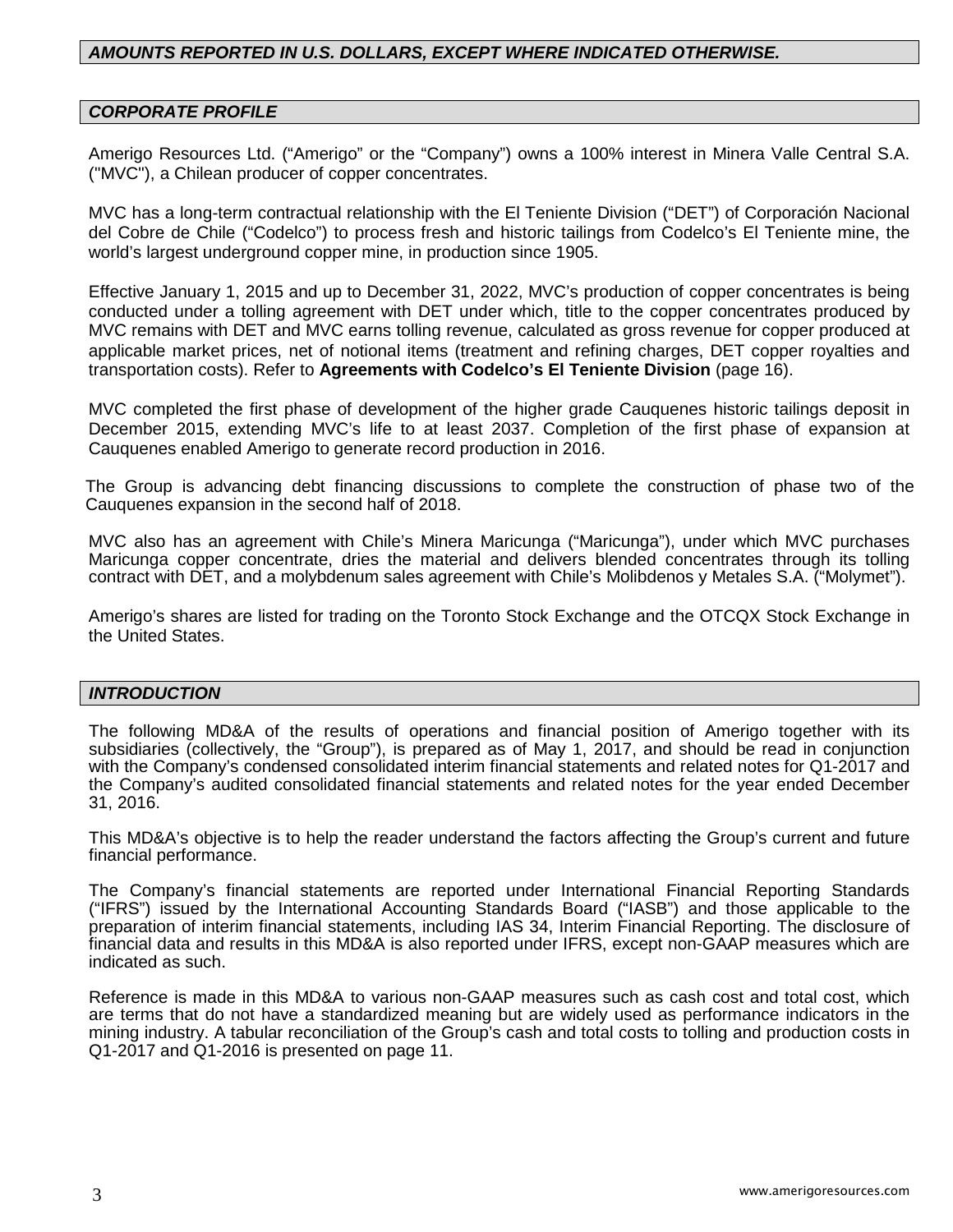## *AMOUNTS REPORTED IN U.S. DOLLARS, EXCEPT WHERE INDICATED OTHERWISE.*

## *CORPORATE PROFILE*

Amerigo Resources Ltd. ("Amerigo" or the "Company") owns a 100% interest in Minera Valle Central S.A. ("MVC"), a Chilean producer of copper concentrates.

MVC has a long-term contractual relationship with the El Teniente Division ("DET") of Corporación Nacional del Cobre de Chile ("Codelco") to process fresh and historic tailings from Codelco's El Teniente mine, the world's largest underground copper mine, in production since 1905.

Effective January 1, 2015 and up to December 31, 2022, MVC's production of copper concentrates is being conducted under a tolling agreement with DET under which, title to the copper concentrates produced by MVC remains with DET and MVC earns tolling revenue, calculated as gross revenue for copper produced at applicable market prices, net of notional items (treatment and refining charges, DET copper royalties and transportation costs). Refer to **Agreements with Codelco's El Teniente Division** (page 16).

MVC completed the first phase of development of the higher grade Cauquenes historic tailings deposit in December 2015, extending MVC's life to at least 2037. Completion of the first phase of expansion at Cauquenes enabled Amerigo to generate record production in 2016.

The Group is advancing debt financing discussions to complete the construction of phase two of the Cauquenes expansion in the second half of 2018.

MVC also has an agreement with Chile's Minera Maricunga ("Maricunga"), under which MVC purchases Maricunga copper concentrate, dries the material and delivers blended concentrates through its tolling contract with DET, and a molybdenum sales agreement with Chile's Molibdenos y Metales S.A. ("Molymet").

Amerigo's shares are listed for trading on the Toronto Stock Exchange and the OTCQX Stock Exchange in the United States.

## *INTRODUCTION*

The following MD&A of the results of operations and financial position of Amerigo together with its subsidiaries (collectively, the "Group"), is prepared as of May 1, 2017, and should be read in conjunction with the Company's condensed consolidated interim financial statements and related notes for Q1-2017 and the Company's audited consolidated financial statements and related notes for the year ended December 31, 2016.

This MD&A's objective is to help the reader understand the factors affecting the Group's current and future financial performance.

The Company's financial statements are reported under International Financial Reporting Standards ("IFRS") issued by the International Accounting Standards Board ("IASB") and those applicable to the preparation of interim financial statements, including IAS 34, Interim Financial Reporting. The disclosure of financial data and results in this MD&A is also reported under IFRS, except non-GAAP measures which are indicated as such.

Reference is made in this MD&A to various non-GAAP measures such as cash cost and total cost, which are terms that do not have a standardized meaning but are widely used as performance indicators in the mining industry. A tabular reconciliation of the Group's cash and total costs to tolling and production costs in Q1-2017 and Q1-2016 is presented on page 11.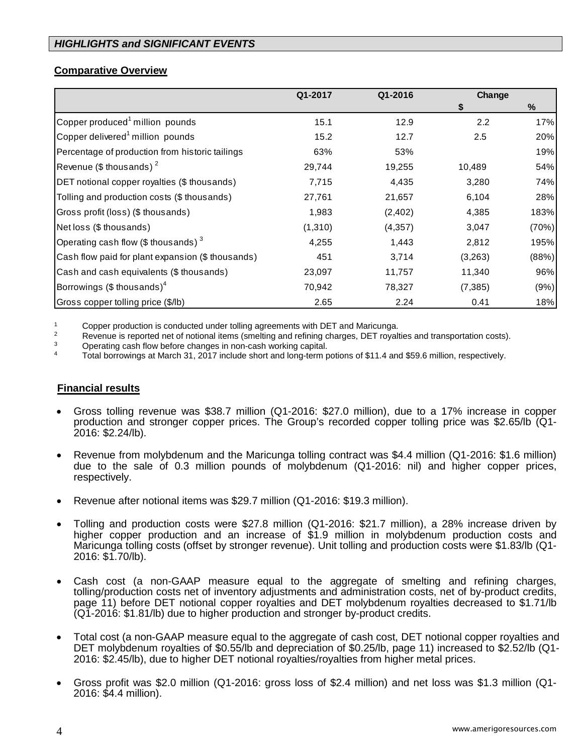## *HIGHLIGHTS and SIGNIFICANT EVENTS*

### Comparative Overview

| | Q1-2017 | Q1-2016 | Change | |
|---|---|---|---|---|
| | | | $ | % |
| Copper produced[1] million pounds | 15.1 | 12.9 | 2.2 | 17% |
| Copper delivered[1] million pounds | 15.2 | 12.7 | 2.5 | 20% |
| Percentage of production from historic tailings | 63% | 53% | | 19% |
| Revenue ($ thousands) [2] | 29,744 | 19,255 | 10,489 | 54% |
| DET notional copper royalties ($ thousands) | 7,715 | 4,435 | 3,280 | 74% |
| Tolling and production costs ($ thousands) | 27,761 | 21,657 | 6,104 | 28% |
| Gross profit (loss) ($ thousands) | 1,983 | (2,402) | 4,385 | 183% |
| Net loss ($ thousands) | (1,310) | (4,357) | 3,047 | (70%) |
| Operating cash flow ($ thousands) [3] | 4,255 | 1,443 | 2,812 | 195% |
| Cash flow paid for plant expansion ($ thousands) | 451 | 3,714 | (3,263) | (88%) |
| Cash and cash equivalents ($ thousands) | 23,097 | 11,757 | 11,340 | 96% |
| Borrowings ($ thousands)[4] | 70,942 | 78,327 | (7,385) | (9%) |
| Gross copper tolling price ($/lb) | 2.65 | 2.24 | 0.41 | 18% |

1 Copper production is conducted under tolling agreements with DET and Maricunga.
2 Revenue is reported net of notional items (smelting and refining charges, DET royalties and transportation costs).
3 Operating cash flow before changes in non-cash working capital.
4 Total borrowings at March 31, 2017 include short and long-term potions of $11.4 and $59.6 million, respectively.

### Financial results

- Gross tolling revenue was $38.7 million (Q1-2016: $27.0 million), due to a 17% increase in copper production and stronger copper prices. The Group's recorded copper tolling price was $2.65/lb (Q1-2016: $2.24/lb).

- Revenue from molybdenum and the Maricunga tolling contract was $4.4 million (Q1-2016: $1.6 million) due to the sale of 0.3 million pounds of molybdenum (Q1-2016: nil) and higher copper prices, respectively.

- Revenue after notional items was $29.7 million (Q1-2016: $19.3 million).

- Tolling and production costs were $27.8 million (Q1-2016: $21.7 million), a 28% increase driven by higher copper production and an increase of $1.9 million in molybdenum production costs and Maricunga tolling costs (offset by stronger revenue). Unit tolling and production costs were $1.83/lb (Q1-2016: $1.70/lb).

- Cash cost (a non-GAAP measure equal to the aggregate of smelting and refining charges, tolling/production costs net of inventory adjustments and administration costs, net of by-product credits, page 11) before DET notional copper royalties and DET molybdenum royalties decreased to $1.71/lb (Q1-2016: $1.81/lb) due to higher production and stronger by-product credits.

- Total cost (a non-GAAP measure equal to the aggregate of cash cost, DET notional copper royalties and DET molybdenum royalties of $0.55/lb and depreciation of $0.25/lb, page 11) increased to $2.52/lb (Q1-2016: $2.45/lb), due to higher DET notional royalties/royalties from higher metal prices.

- Gross profit was $2.0 million (Q1-2016: gross loss of $2.4 million) and net loss was $1.3 million (Q1-2016: $4.4 million).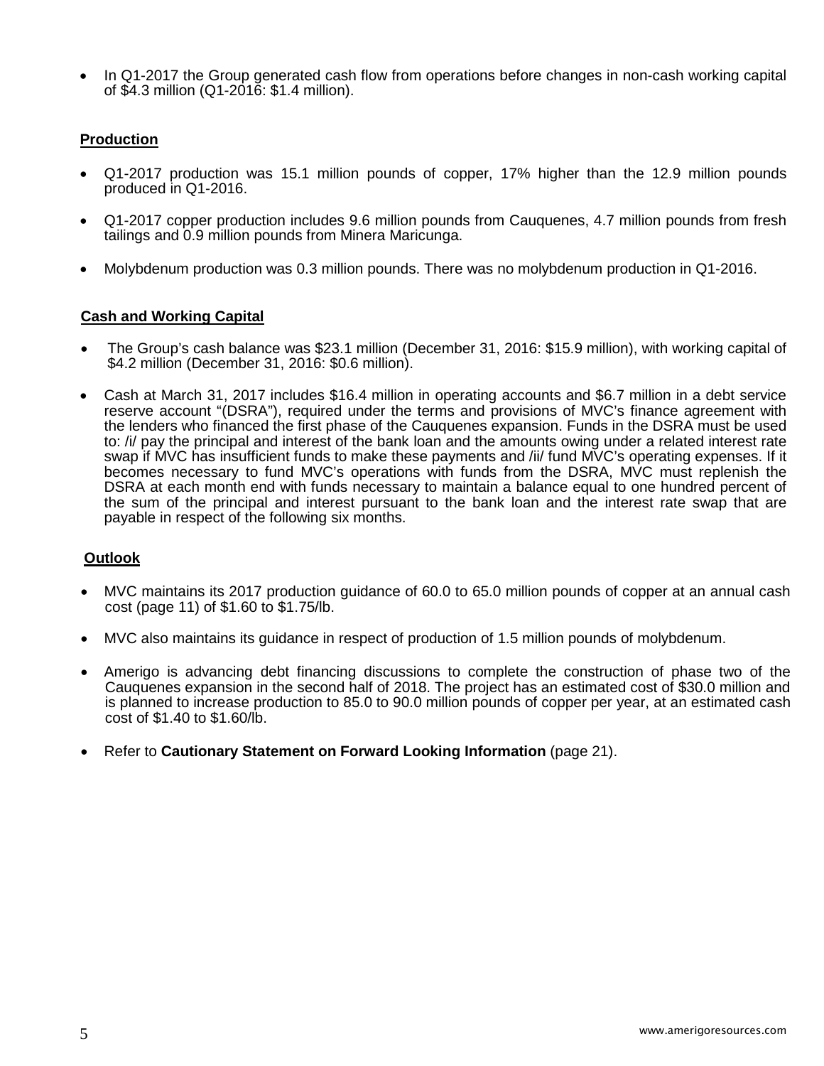- In Q1-2017 the Group generated cash flow from operations before changes in non-cash working capital of $4.3 million (Q1-2016: $1.4 million).

## Production

- Q1-2017 production was 15.1 million pounds of copper, 17% higher than the 12.9 million pounds produced in Q1-2016.
- Q1-2017 copper production includes 9.6 million pounds from Cauquenes, 4.7 million pounds from fresh tailings and 0.9 million pounds from Minera Maricunga.
- Molybdenum production was 0.3 million pounds. There was no molybdenum production in Q1-2016.

## Cash and Working Capital

- The Group's cash balance was $23.1 million (December 31, 2016: $15.9 million), with working capital of $4.2 million (December 31, 2016: $0.6 million).
- Cash at March 31, 2017 includes $16.4 million in operating accounts and $6.7 million in a debt service reserve account "(DSRA"), required under the terms and provisions of MVC's finance agreement with the lenders who financed the first phase of the Cauquenes expansion. Funds in the DSRA must be used to: /i/ pay the principal and interest of the bank loan and the amounts owing under a related interest rate swap if MVC has insufficient funds to make these payments and /ii/ fund MVC's operating expenses. If it becomes necessary to fund MVC's operations with funds from the DSRA, MVC must replenish the DSRA at each month end with funds necessary to maintain a balance equal to one hundred percent of the sum of the principal and interest pursuant to the bank loan and the interest rate swap that are payable in respect of the following six months.

## Outlook

- MVC maintains its 2017 production guidance of 60.0 to 65.0 million pounds of copper at an annual cash cost (page 11) of $1.60 to $1.75/lb.
- MVC also maintains its guidance in respect of production of 1.5 million pounds of molybdenum.
- Amerigo is advancing debt financing discussions to complete the construction of phase two of the Cauquenes expansion in the second half of 2018. The project has an estimated cost of $30.0 million and is planned to increase production to 85.0 to 90.0 million pounds of copper per year, at an estimated cash cost of $1.40 to $1.60/lb.
- Refer to **Cautionary Statement on Forward Looking Information** (page 21).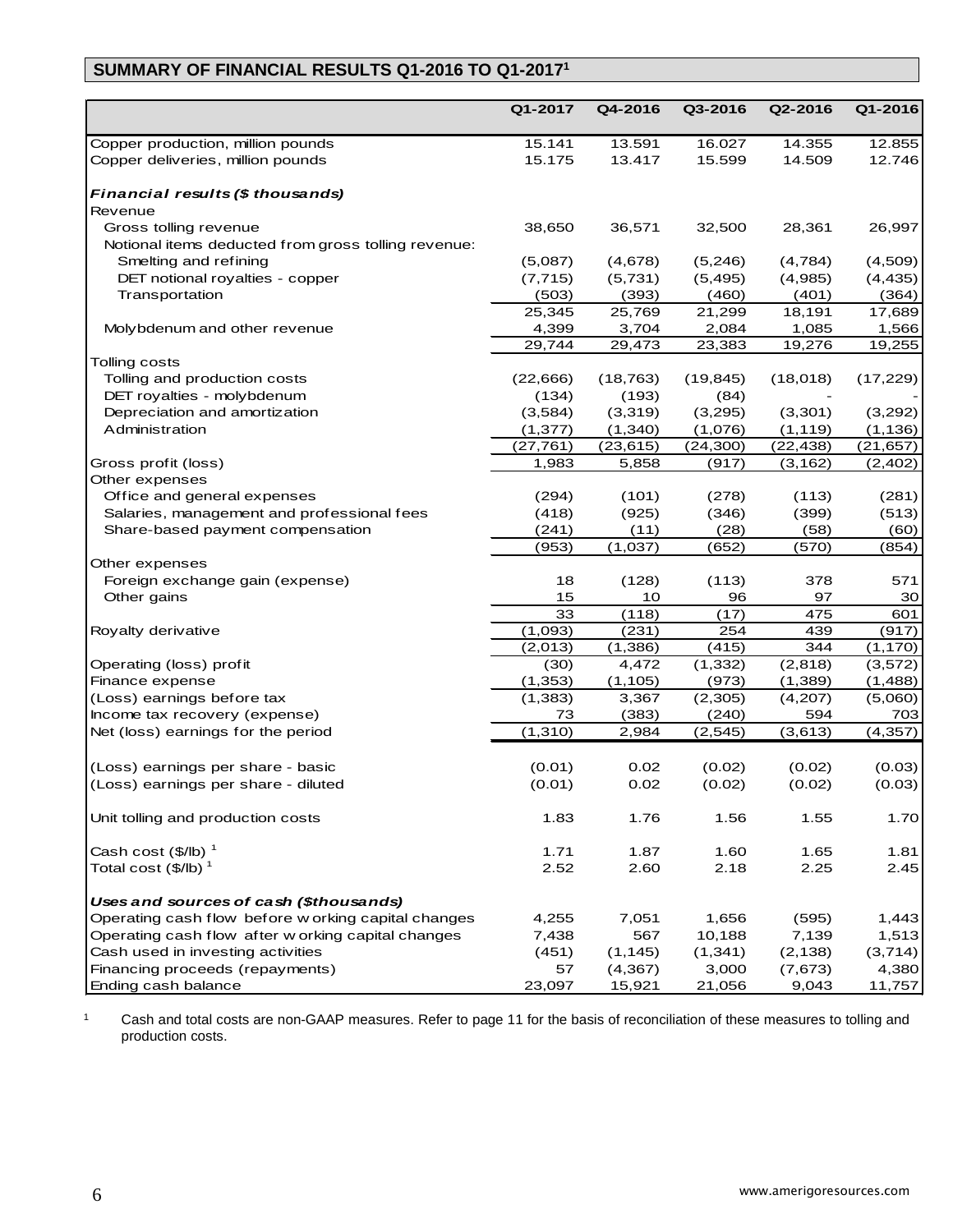## SUMMARY OF FINANCIAL RESULTS Q1-2016 TO Q1-2017[1]

| | Q1-2017 | Q4-2016 | Q3-2016 | Q2-2016 | Q1-2016 |
|---|---|---|---|---|---|
| Copper production, million pounds | 15.141 | 13.591 | 16.027 | 14.355 | 12.855 |
| Copper deliveries, million pounds | 15.175 | 13.417 | 15.599 | 14.509 | 12.746 |
| | | | | | |
| ***Financial results ($ thousands)*** | | | | | |
| Revenue | | | | | |
| Gross tolling revenue | 38,650 | 36,571 | 32,500 | 28,361 | 26,997 |
| Notional items deducted from gross tolling revenue: | | | | | |
| Smelting and refining | (5,087) | (4,678) | (5,246) | (4,784) | (4,509) |
| DET notional royalties - copper | (7,715) | (5,731) | (5,495) | (4,985) | (4,435) |
| Transportation | (503) | (393) | (460) | (401) | (364) |
| | 25,345 | 25,769 | 21,299 | 18,191 | 17,689 |
| Molybdenum and other revenue | 4,399 | 3,704 | 2,084 | 1,085 | 1,566 |
| | 29,744 | 29,473 | 23,383 | 19,276 | 19,255 |
| Tolling costs | | | | | |
| Tolling and production costs | (22,666) | (18,763) | (19,845) | (18,018) | (17,229) |
| DET royalties - molybdenum | (134) | (193) | (84) | - | - |
| Depreciation and amortization | (3,584) | (3,319) | (3,295) | (3,301) | (3,292) |
| Administration | (1,377) | (1,340) | (1,076) | (1,119) | (1,136) |
| | (27,761) | (23,615) | (24,300) | (22,438) | (21,657) |
| Gross profit (loss) | 1,983 | 5,858 | (917) | (3,162) | (2,402) |
| Other expenses | | | | | |
| Office and general expenses | (294) | (101) | (278) | (113) | (281) |
| Salaries, management and professional fees | (418) | (925) | (346) | (399) | (513) |
| Share-based payment compensation | (241) | (11) | (28) | (58) | (60) |
| | (953) | (1,037) | (652) | (570) | (854) |
| Other expenses | | | | | |
| Foreign exchange gain (expense) | 18 | (128) | (113) | 378 | 571 |
| Other gains | 15 | 10 | 96 | 97 | 30 |
| | 33 | (118) | (17) | 475 | 601 |
| Royalty derivative | (1,093) | (231) | 254 | 439 | (917) |
| | (2,013) | (1,386) | (415) | 344 | (1,170) |
| Operating (loss) profit | (30) | 4,472 | (1,332) | (2,818) | (3,572) |
| Finance expense | (1,353) | (1,105) | (973) | (1,389) | (1,488) |
| (Loss) earnings before tax | (1,383) | 3,367 | (2,305) | (4,207) | (5,060) |
| Income tax recovery (expense) | 73 | (383) | (240) | 594 | 703 |
| Net (loss) earnings for the period | (1,310) | 2,984 | (2,545) | (3,613) | (4,357) |
| | | | | | |
| (Loss) earnings per share - basic | (0.01) | 0.02 | (0.02) | (0.02) | (0.03) |
| (Loss) earnings per share - diluted | (0.01) | 0.02 | (0.02) | (0.02) | (0.03) |
| | | | | | |
| Unit tolling and production costs | 1.83 | 1.76 | 1.56 | 1.55 | 1.70 |
| | | | | | |
| Cash cost ($/lb) [1] | 1.71 | 1.87 | 1.60 | 1.65 | 1.81 |
| Total cost ($/lb) [1] | 2.52 | 2.60 | 2.18 | 2.25 | 2.45 |
| | | | | | |
| ***Uses and sources of cash ($thousands)*** | | | | | |
| Operating cash flow before working capital changes | 4,255 | 7,051 | 1,656 | (595) | 1,443 |
| Operating cash flow after working capital changes | 7,438 | 567 | 10,188 | 7,139 | 1,513 |
| Cash used in investing activities | (451) | (1,145) | (1,341) | (2,138) | (3,714) |
| Financing proceeds (repayments) | 57 | (4,367) | 3,000 | (7,673) | 4,380 |
| Ending cash balance | 23,097 | 15,921 | 21,056 | 9,043 | 11,757 |

[1] Cash and total costs are non-GAAP measures. Refer to page 11 for the basis of reconciliation of these measures to tolling and production costs.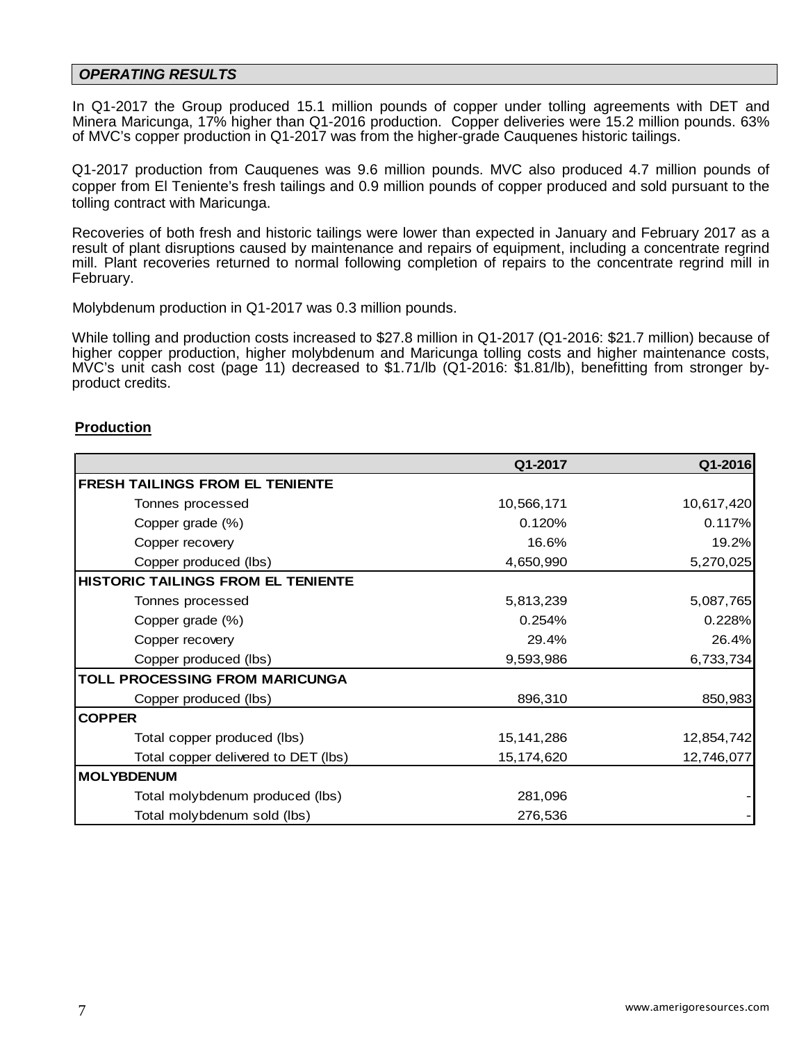## *OPERATING RESULTS*

In Q1-2017 the Group produced 15.1 million pounds of copper under tolling agreements with DET and Minera Maricunga, 17% higher than Q1-2016 production. Copper deliveries were 15.2 million pounds. 63% of MVC's copper production in Q1-2017 was from the higher-grade Cauquenes historic tailings.

Q1-2017 production from Cauquenes was 9.6 million pounds. MVC also produced 4.7 million pounds of copper from El Teniente's fresh tailings and 0.9 million pounds of copper produced and sold pursuant to the tolling contract with Maricunga.

Recoveries of both fresh and historic tailings were lower than expected in January and February 2017 as a result of plant disruptions caused by maintenance and repairs of equipment, including a concentrate regrind mill. Plant recoveries returned to normal following completion of repairs to the concentrate regrind mill in February.

Molybdenum production in Q1-2017 was 0.3 million pounds.

While tolling and production costs increased to $27.8 million in Q1-2017 (Q1-2016: $21.7 million) because of higher copper production, higher molybdenum and Maricunga tolling costs and higher maintenance costs, MVC's unit cash cost (page 11) decreased to $1.71/lb (Q1-2016: $1.81/lb), benefitting from stronger by-product credits.

**Production**

| | Q1-2017 | Q1-2016 |
|---|---|---|
| **FRESH TAILINGS FROM EL TENIENTE** | | |
| Tonnes processed | 10,566,171 | 10,617,420 |
| Copper grade (%) | 0.120% | 0.117% |
| Copper recovery | 16.6% | 19.2% |
| Copper produced (lbs) | 4,650,990 | 5,270,025 |
| **HISTORIC TAILINGS FROM EL TENIENTE** | | |
| Tonnes processed | 5,813,239 | 5,087,765 |
| Copper grade (%) | 0.254% | 0.228% |
| Copper recovery | 29.4% | 26.4% |
| Copper produced (lbs) | 9,593,986 | 6,733,734 |
| **TOLL PROCESSING FROM MARICUNGA** | | |
| Copper produced (lbs) | 896,310 | 850,983 |
| **COPPER** | | |
| Total copper produced (lbs) | 15,141,286 | 12,854,742 |
| Total copper delivered to DET (lbs) | 15,174,620 | 12,746,077 |
| **MOLYBDENUM** | | |
| Total molybdenum produced (lbs) | 281,096 | - |
| Total molybdenum sold (lbs) | 276,536 | - |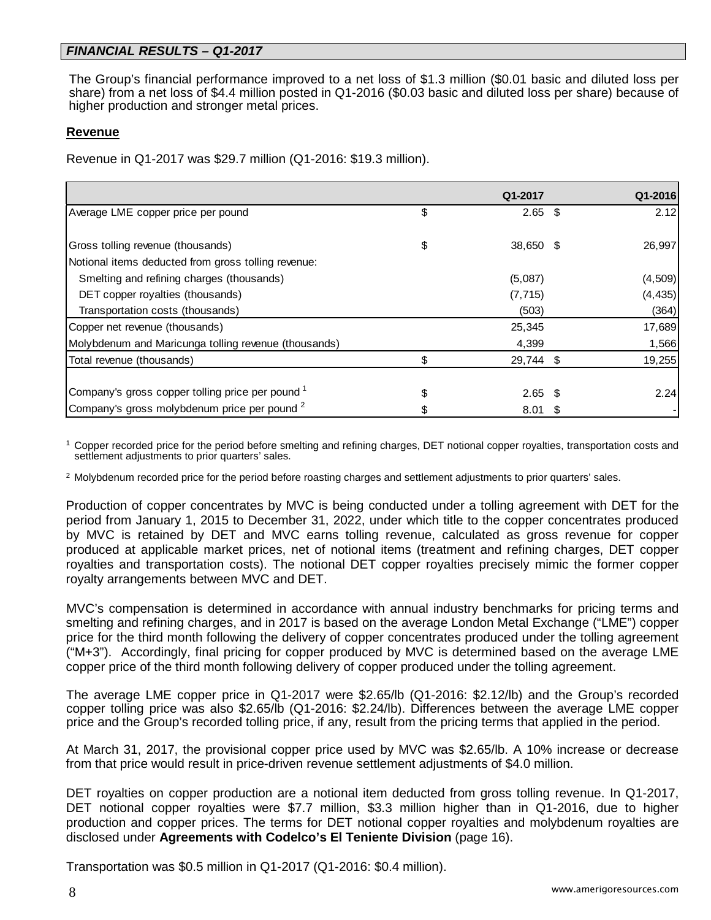## *FINANCIAL RESULTS – Q1-2017*

The Group's financial performance improved to a net loss of $1.3 million ($0.01 basic and diluted loss per share) from a net loss of $4.4 million posted in Q1-2016 ($0.03 basic and diluted loss per share) because of higher production and stronger metal prices.

**Revenue**

Revenue in Q1-2017 was $29.7 million (Q1-2016: $19.3 million).

| | | Q1-2017 | | Q1-2016 |
|---|---|---|---|---|
| Average LME copper price per pound | $ | 2.65 | $ | 2.12 |
| | | | | |
| Gross tolling revenue (thousands) | $ | 38,650 | $ | 26,997 |
| Notional items deducted from gross tolling revenue: | | | | |
| Smelting and refining charges (thousands) | | (5,087) | | (4,509) |
| DET copper royalties (thousands) | | (7,715) | | (4,435) |
| Transportation costs (thousands) | | (503) | | (364) |
| Copper net revenue (thousands) | | 25,345 | | 17,689 |
| Molybdenum and Maricunga tolling revenue (thousands) | | 4,399 | | 1,566 |
| Total revenue (thousands) | $ | 29,744 | $ | 19,255 |
| | | | | |
| Company's gross copper tolling price per pound [1] | $ | 2.65 | $ | 2.24 |
| Company's gross molybdenum price per pound [2] | $ | 8.01 | $ | - |

[1] Copper recorded price for the period before smelting and refining charges, DET notional copper royalties, transportation costs and settlement adjustments to prior quarters' sales.

[2] Molybdenum recorded price for the period before roasting charges and settlement adjustments to prior quarters' sales.

Production of copper concentrates by MVC is being conducted under a tolling agreement with DET for the period from January 1, 2015 to December 31, 2022, under which title to the copper concentrates produced by MVC is retained by DET and MVC earns tolling revenue, calculated as gross revenue for copper produced at applicable market prices, net of notional items (treatment and refining charges, DET copper royalties and transportation costs). The notional DET copper royalties precisely mimic the former copper royalty arrangements between MVC and DET.

MVC's compensation is determined in accordance with annual industry benchmarks for pricing terms and smelting and refining charges, and in 2017 is based on the average London Metal Exchange ("LME") copper price for the third month following the delivery of copper concentrates produced under the tolling agreement ("M+3"). Accordingly, final pricing for copper produced by MVC is determined based on the average LME copper price of the third month following delivery of copper produced under the tolling agreement.

The average LME copper price in Q1-2017 were $2.65/lb (Q1-2016: $2.12/lb) and the Group's recorded copper tolling price was also $2.65/lb (Q1-2016: $2.24/lb). Differences between the average LME copper price and the Group's recorded tolling price, if any, result from the pricing terms that applied in the period.

At March 31, 2017, the provisional copper price used by MVC was $2.65/lb. A 10% increase or decrease from that price would result in price-driven revenue settlement adjustments of $4.0 million.

DET royalties on copper production are a notional item deducted from gross tolling revenue. In Q1-2017, DET notional copper royalties were $7.7 million, $3.3 million higher than in Q1-2016, due to higher production and copper prices. The terms for DET notional copper royalties and molybdenum royalties are disclosed under **Agreements with Codelco's El Teniente Division** (page 16).

Transportation was $0.5 million in Q1-2017 (Q1-2016: $0.4 million).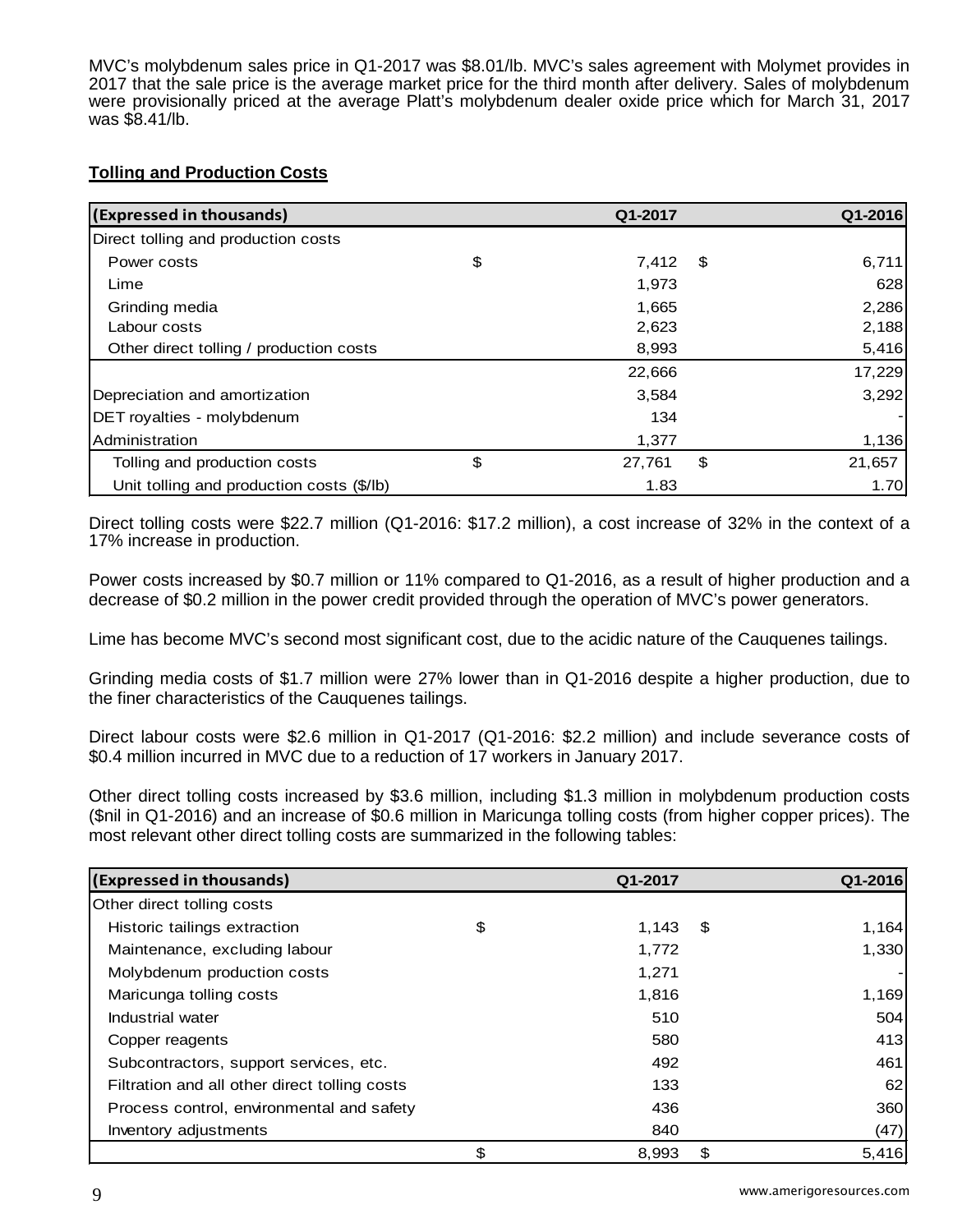MVC's molybdenum sales price in Q1-2017 was $8.01/lb. MVC's sales agreement with Molymet provides in 2017 that the sale price is the average market price for the third month after delivery. Sales of molybdenum were provisionally priced at the average Platt's molybdenum dealer oxide price which for March 31, 2017 was $8.41/lb.

**Tolling and Production Costs**

| (Expressed in thousands) | | Q1-2017 | | Q1-2016 |
|---|---|---|---|---|
| Direct tolling and production costs | | | | |
| Power costs | $ | 7,412 | $ | 6,711 |
| Lime | | 1,973 | | 628 |
| Grinding media | | 1,665 | | 2,286 |
| Labour costs | | 2,623 | | 2,188 |
| Other direct tolling / production costs | | 8,993 | | 5,416 |
| | | 22,666 | | 17,229 |
| Depreciation and amortization | | 3,584 | | 3,292 |
| DET royalties - molybdenum | | 134 | | - |
| Administration | | 1,377 | | 1,136 |
| Tolling and production costs | $ | 27,761 | $ | 21,657 |
| Unit tolling and production costs ($/lb) | | 1.83 | | 1.70 |

Direct tolling costs were $22.7 million (Q1-2016: $17.2 million), a cost increase of 32% in the context of a 17% increase in production.

Power costs increased by $0.7 million or 11% compared to Q1-2016, as a result of higher production and a decrease of $0.2 million in the power credit provided through the operation of MVC's power generators.

Lime has become MVC's second most significant cost, due to the acidic nature of the Cauquenes tailings.

Grinding media costs of $1.7 million were 27% lower than in Q1-2016 despite a higher production, due to the finer characteristics of the Cauquenes tailings.

Direct labour costs were $2.6 million in Q1-2017 (Q1-2016: $2.2 million) and include severance costs of $0.4 million incurred in MVC due to a reduction of 17 workers in January 2017.

Other direct tolling costs increased by $3.6 million, including $1.3 million in molybdenum production costs ($nil in Q1-2016) and an increase of $0.6 million in Maricunga tolling costs (from higher copper prices). The most relevant other direct tolling costs are summarized in the following tables:

| (Expressed in thousands) | | Q1-2017 | | Q1-2016 |
|---|---|---|---|---|
| Other direct tolling costs | | | | |
| Historic tailings extraction | $ | 1,143 | $ | 1,164 |
| Maintenance, excluding labour | | 1,772 | | 1,330 |
| Molybdenum production costs | | 1,271 | | - |
| Maricunga tolling costs | | 1,816 | | 1,169 |
| Industrial water | | 510 | | 504 |
| Copper reagents | | 580 | | 413 |
| Subcontractors, support services, etc. | | 492 | | 461 |
| Filtration and all other direct tolling costs | | 133 | | 62 |
| Process control, environmental and safety | | 436 | | 360 |
| Inventory adjustments | | 840 | | (47) |
| | $ | 8,993 | $ | 5,416 |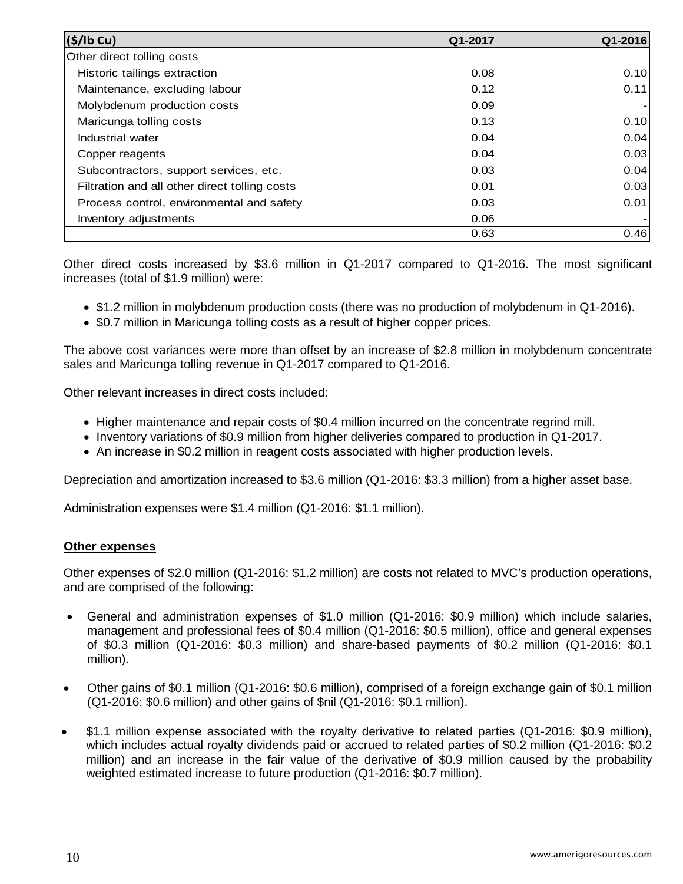| ($/lb Cu) | Q1-2017 | Q1-2016 |
|---|---|---|
| Other direct tolling costs | | |
| Historic tailings extraction | 0.08 | 0.10 |
| Maintenance, excluding labour | 0.12 | 0.11 |
| Molybdenum production costs | 0.09 | - |
| Maricunga tolling costs | 0.13 | 0.10 |
| Industrial water | 0.04 | 0.04 |
| Copper reagents | 0.04 | 0.03 |
| Subcontractors, support services, etc. | 0.03 | 0.04 |
| Filtration and all other direct tolling costs | 0.01 | 0.03 |
| Process control, environmental and safety | 0.03 | 0.01 |
| Inventory adjustments | 0.06 | - |
| | 0.63 | 0.46 |

Other direct costs increased by $3.6 million in Q1-2017 compared to Q1-2016. The most significant increases (total of $1.9 million) were:

- $1.2 million in molybdenum production costs (there was no production of molybdenum in Q1-2016).
- $0.7 million in Maricunga tolling costs as a result of higher copper prices.

The above cost variances were more than offset by an increase of $2.8 million in molybdenum concentrate sales and Maricunga tolling revenue in Q1-2017 compared to Q1-2016.

Other relevant increases in direct costs included:

- Higher maintenance and repair costs of $0.4 million incurred on the concentrate regrind mill.
- Inventory variations of $0.9 million from higher deliveries compared to production in Q1-2017.
- An increase in $0.2 million in reagent costs associated with higher production levels.

Depreciation and amortization increased to $3.6 million (Q1-2016: $3.3 million) from a higher asset base.

Administration expenses were $1.4 million (Q1-2016: $1.1 million).

**Other expenses**

Other expenses of $2.0 million (Q1-2016: $1.2 million) are costs not related to MVC's production operations, and are comprised of the following:

- General and administration expenses of $1.0 million (Q1-2016: $0.9 million) which include salaries, management and professional fees of $0.4 million (Q1-2016: $0.5 million), office and general expenses of $0.3 million (Q1-2016: $0.3 million) and share-based payments of $0.2 million (Q1-2016: $0.1 million).

- Other gains of $0.1 million (Q1-2016: $0.6 million), comprised of a foreign exchange gain of $0.1 million (Q1-2016: $0.6 million) and other gains of $nil (Q1-2016: $0.1 million).

- $1.1 million expense associated with the royalty derivative to related parties (Q1-2016: $0.9 million), which includes actual royalty dividends paid or accrued to related parties of $0.2 million (Q1-2016: $0.2 million) and an increase in the fair value of the derivative of $0.9 million caused by the probability weighted estimated increase to future production (Q1-2016: $0.7 million).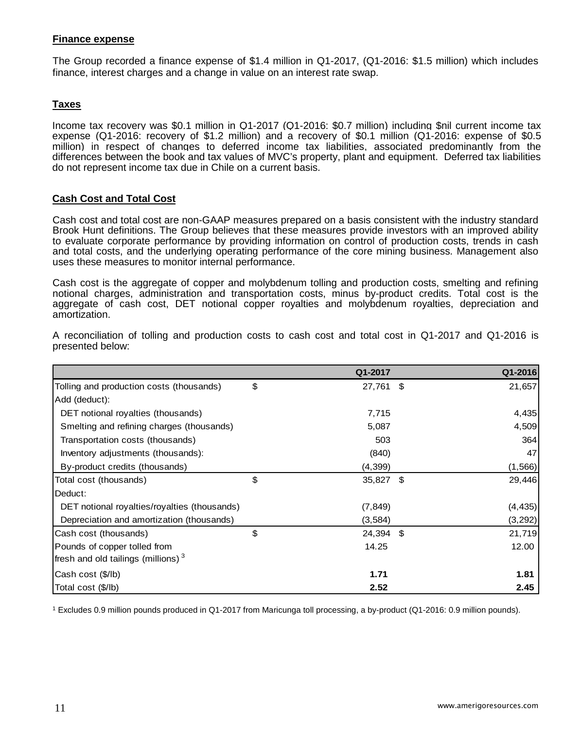## Finance expense

The Group recorded a finance expense of $1.4 million in Q1-2017, (Q1-2016: $1.5 million) which includes finance, interest charges and a change in value on an interest rate swap.

## Taxes

Income tax recovery was $0.1 million in Q1-2017 (Q1-2016: $0.7 million) including $nil current income tax expense (Q1-2016: recovery of $1.2 million) and a recovery of $0.1 million (Q1-2016: expense of $0.5 million) in respect of changes to deferred income tax liabilities, associated predominantly from the differences between the book and tax values of MVC's property, plant and equipment. Deferred tax liabilities do not represent income tax due in Chile on a current basis.

## Cash Cost and Total Cost

Cash cost and total cost are non-GAAP measures prepared on a basis consistent with the industry standard Brook Hunt definitions. The Group believes that these measures provide investors with an improved ability to evaluate corporate performance by providing information on control of production costs, trends in cash and total costs, and the underlying operating performance of the core mining business. Management also uses these measures to monitor internal performance.

Cash cost is the aggregate of copper and molybdenum tolling and production costs, smelting and refining notional charges, administration and transportation costs, minus by-product credits. Total cost is the aggregate of cash cost, DET notional copper royalties and molybdenum royalties, depreciation and amortization.

A reconciliation of tolling and production costs to cash cost and total cost in Q1-2017 and Q1-2016 is presented below:

| | | Q1-2017 | | Q1-2016 |
|---|---|---|---|---|
| Tolling and production costs (thousands) | $ | 27,761 | $ | 21,657 |
| Add (deduct): | | | | |
| DET notional royalties (thousands) | | 7,715 | | 4,435 |
| Smelting and refining charges (thousands) | | 5,087 | | 4,509 |
| Transportation costs (thousands) | | 503 | | 364 |
| Inventory adjustments (thousands): | | (840) | | 47 |
| By-product credits (thousands) | | (4,399) | | (1,566) |
| Total cost (thousands) | $ | 35,827 | $ | 29,446 |
| Deduct: | | | | |
| DET notional royalties/royalties (thousands) | | (7,849) | | (4,435) |
| Depreciation and amortization (thousands) | | (3,584) | | (3,292) |
| Cash cost (thousands) | $ | 24,394 | $ | 21,719 |
| Pounds of copper tolled from fresh and old tailings (millions) [3] | | 14.25 | | 12.00 |
| Cash cost ($/lb) | | **1.71** | | **1.81** |
| Total cost ($/lb) | | **2.52** | | **2.45** |

[1] Excludes 0.9 million pounds produced in Q1-2017 from Maricunga toll processing, a by-product (Q1-2016: 0.9 million pounds).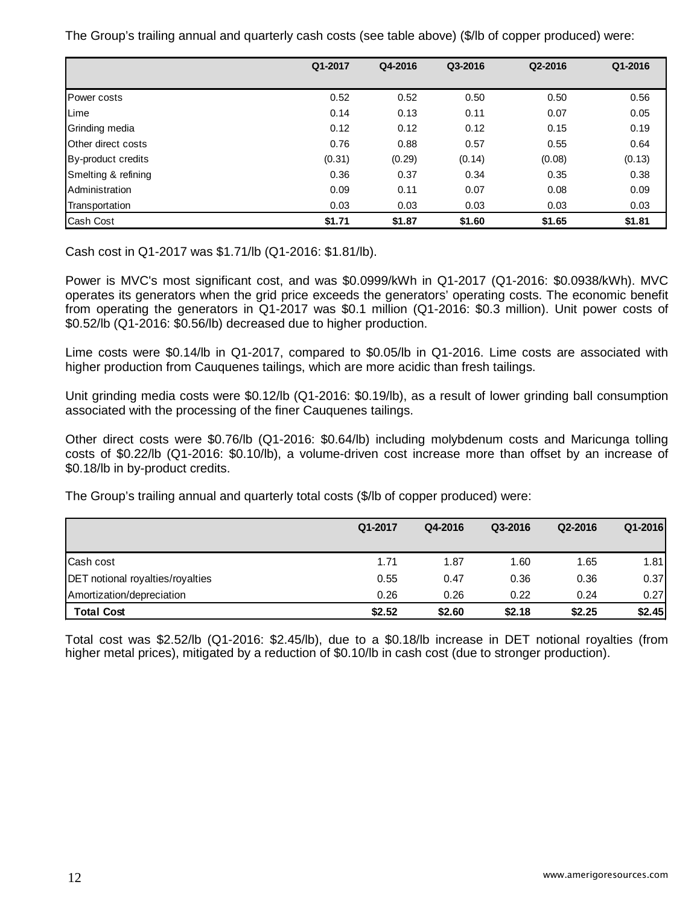The Group's trailing annual and quarterly cash costs (see table above) ($/lb of copper produced) were:

| | Q1-2017 | Q4-2016 | Q3-2016 | Q2-2016 | Q1-2016 |
|---|---|---|---|---|---|
| Power costs | 0.52 | 0.52 | 0.50 | 0.50 | 0.56 |
| Lime | 0.14 | 0.13 | 0.11 | 0.07 | 0.05 |
| Grinding media | 0.12 | 0.12 | 0.12 | 0.15 | 0.19 |
| Other direct costs | 0.76 | 0.88 | 0.57 | 0.55 | 0.64 |
| By-product credits | (0.31) | (0.29) | (0.14) | (0.08) | (0.13) |
| Smelting & refining | 0.36 | 0.37 | 0.34 | 0.35 | 0.38 |
| Administration | 0.09 | 0.11 | 0.07 | 0.08 | 0.09 |
| Transportation | 0.03 | 0.03 | 0.03 | 0.03 | 0.03 |
| Cash Cost | **$1.71** | **$1.87** | **$1.60** | **$1.65** | **$1.81** |

Cash cost in Q1-2017 was $1.71/lb (Q1-2016: $1.81/lb).

Power is MVC's most significant cost, and was $0.0999/kWh in Q1-2017 (Q1-2016: $0.0938/kWh). MVC operates its generators when the grid price exceeds the generators' operating costs. The economic benefit from operating the generators in Q1-2017 was $0.1 million (Q1-2016: $0.3 million). Unit power costs of $0.52/lb (Q1-2016: $0.56/lb) decreased due to higher production.

Lime costs were $0.14/lb in Q1-2017, compared to $0.05/lb in Q1-2016. Lime costs are associated with higher production from Cauquenes tailings, which are more acidic than fresh tailings.

Unit grinding media costs were $0.12/lb (Q1-2016: $0.19/lb), as a result of lower grinding ball consumption associated with the processing of the finer Cauquenes tailings.

Other direct costs were $0.76/lb (Q1-2016: $0.64/lb) including molybdenum costs and Maricunga tolling costs of $0.22/lb (Q1-2016: $0.10/lb), a volume-driven cost increase more than offset by an increase of $0.18/lb in by-product credits.

The Group's trailing annual and quarterly total costs ($/lb of copper produced) were:

| | Q1-2017 | Q4-2016 | Q3-2016 | Q2-2016 | Q1-2016 |
|---|---|---|---|---|---|
| Cash cost | 1.71 | 1.87 | 1.60 | 1.65 | 1.81 |
| DET notional royalties/royalties | 0.55 | 0.47 | 0.36 | 0.36 | 0.37 |
| Amortization/depreciation | 0.26 | 0.26 | 0.22 | 0.24 | 0.27 |
| **Total Cost** | **$2.52** | **$2.60** | **$2.18** | **$2.25** | **$2.45** |

Total cost was $2.52/lb (Q1-2016: $2.45/lb), due to a $0.18/lb increase in DET notional royalties (from higher metal prices), mitigated by a reduction of $0.10/lb in cash cost (due to stronger production).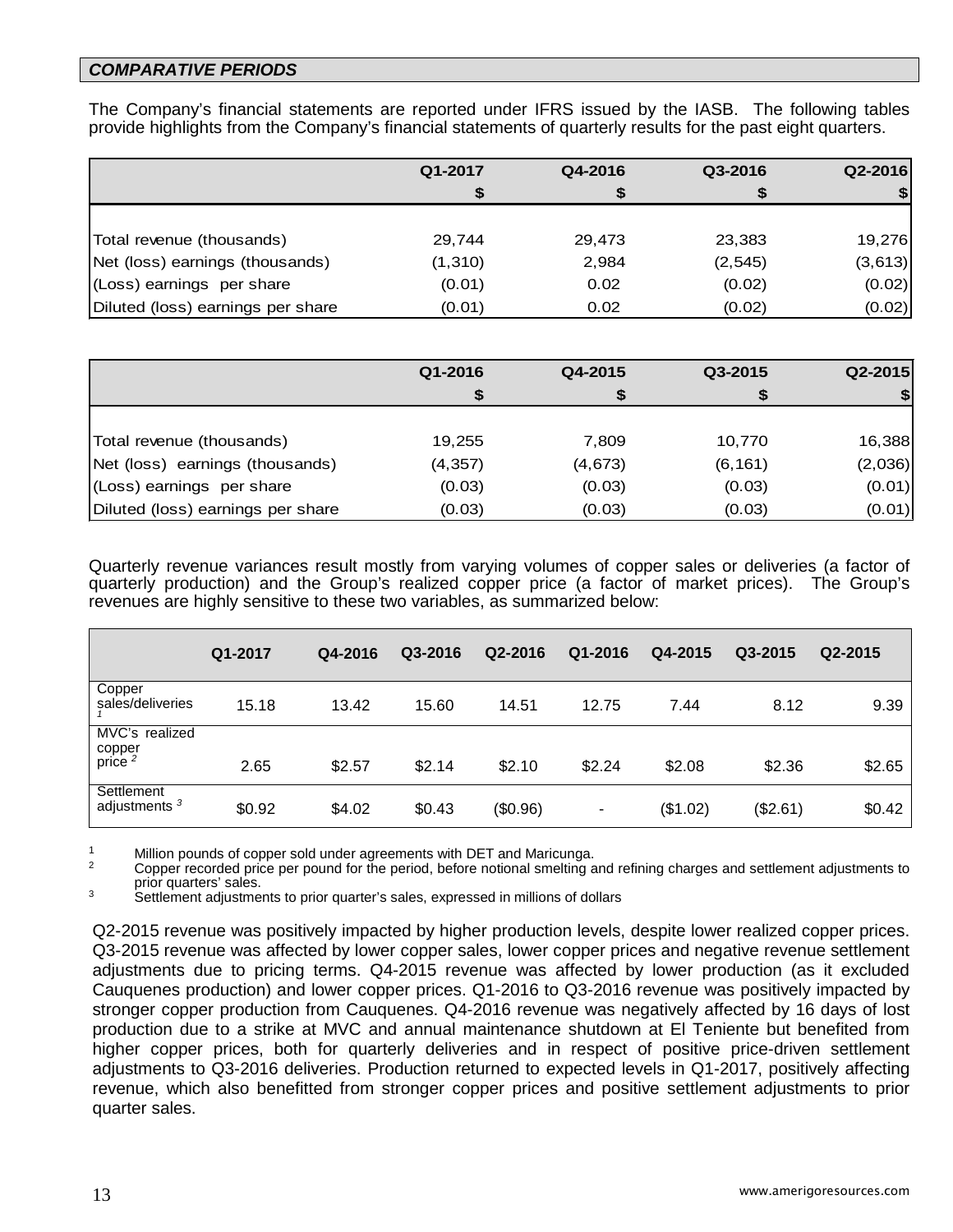## *COMPARATIVE PERIODS*

The Company's financial statements are reported under IFRS issued by the IASB. The following tables provide highlights from the Company's financial statements of quarterly results for the past eight quarters.

| | Q1-2017 | Q4-2016 | Q3-2016 | Q2-2016 |
|---|---|---|---|---|
| | $ | $ | $ | $ |
| Total revenue (thousands) | 29,744 | 29,473 | 23,383 | 19,276 |
| Net (loss) earnings (thousands) | (1,310) | 2,984 | (2,545) | (3,613) |
| (Loss) earnings per share | (0.01) | 0.02 | (0.02) | (0.02) |
| Diluted (loss) earnings per share | (0.01) | 0.02 | (0.02) | (0.02) |

| | Q1-2016 | Q4-2015 | Q3-2015 | Q2-2015 |
|---|---|---|---|---|
| | $ | $ | $ | $ |
| Total revenue (thousands) | 19,255 | 7,809 | 10,770 | 16,388 |
| Net (loss) earnings (thousands) | (4,357) | (4,673) | (6,161) | (2,036) |
| (Loss) earnings per share | (0.03) | (0.03) | (0.03) | (0.01) |
| Diluted (loss) earnings per share | (0.03) | (0.03) | (0.03) | (0.01) |

Quarterly revenue variances result mostly from varying volumes of copper sales or deliveries (a factor of quarterly production) and the Group's realized copper price (a factor of market prices). The Group's revenues are highly sensitive to these two variables, as summarized below:

| | Q1-2017 | Q4-2016 | Q3-2016 | Q2-2016 | Q1-2016 | Q4-2015 | Q3-2015 | Q2-2015 |
|---|---|---|---|---|---|---|---|---|
| Copper sales/deliveries [1] | 15.18 | 13.42 | 15.60 | 14.51 | 12.75 | 7.44 | 8.12 | 9.39 |
| MVC's realized copper price [2] | 2.65 | $2.57 | $2.14 | $2.10 | $2.24 | $2.08 | $2.36 | $2.65 |
| Settlement adjustments [3] | $0.92 | $4.02 | $0.43 | ($0.96) | - | ($1.02) | ($2.61) | $0.42 |

[1] Million pounds of copper sold under agreements with DET and Maricunga.
[2] Copper recorded price per pound for the period, before notional smelting and refining charges and settlement adjustments to prior quarters' sales.
[3] Settlement adjustments to prior quarter's sales, expressed in millions of dollars

Q2-2015 revenue was positively impacted by higher production levels, despite lower realized copper prices. Q3-2015 revenue was affected by lower copper sales, lower copper prices and negative revenue settlement adjustments due to pricing terms. Q4-2015 revenue was affected by lower production (as it excluded Cauquenes production) and lower copper prices. Q1-2016 to Q3-2016 revenue was positively impacted by stronger copper production from Cauquenes. Q4-2016 revenue was negatively affected by 16 days of lost production due to a strike at MVC and annual maintenance shutdown at El Teniente but benefited from higher copper prices, both for quarterly deliveries and in respect of positive price-driven settlement adjustments to Q3-2016 deliveries. Production returned to expected levels in Q1-2017, positively affecting revenue, which also benefitted from stronger copper prices and positive settlement adjustments to prior quarter sales.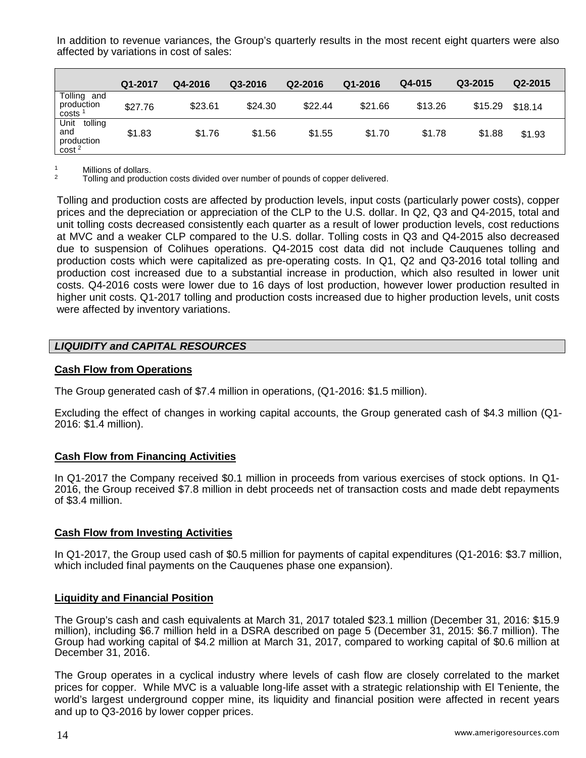In addition to revenue variances, the Group's quarterly results in the most recent eight quarters were also affected by variations in cost of sales:

| | Q1-2017 | Q4-2016 | Q3-2016 | Q2-2016 | Q1-2016 | Q4-015 | Q3-2015 | Q2-2015 |
|---|---|---|---|---|---|---|---|---|
| Tolling and production costs [1] | \$27.76 | \$23.61 | \$24.30 | \$22.44 | \$21.66 | \$13.26 | \$15.29 | \$18.14 |
| Unit tolling and production cost [2] | \$1.83 | \$1.76 | \$1.56 | \$1.55 | \$1.70 | \$1.78 | \$1.88 | \$1.93 |

[1] Millions of dollars.
[2] Tolling and production costs divided over number of pounds of copper delivered.

Tolling and production costs are affected by production levels, input costs (particularly power costs), copper prices and the depreciation or appreciation of the CLP to the U.S. dollar. In Q2, Q3 and Q4-2015, total and unit tolling costs decreased consistently each quarter as a result of lower production levels, cost reductions at MVC and a weaker CLP compared to the U.S. dollar. Tolling costs in Q3 and Q4-2015 also decreased due to suspension of Colihues operations. Q4-2015 cost data did not include Cauquenes tolling and production costs which were capitalized as pre-operating costs. In Q1, Q2 and Q3-2016 total tolling and production cost increased due to a substantial increase in production, which also resulted in lower unit costs. Q4-2016 costs were lower due to 16 days of lost production, however lower production resulted in higher unit costs. Q1-2017 tolling and production costs increased due to higher production levels, unit costs were affected by inventory variations.

## *LIQUIDITY and CAPITAL RESOURCES*

### Cash Flow from Operations

The Group generated cash of \$7.4 million in operations, (Q1-2016: \$1.5 million).

Excluding the effect of changes in working capital accounts, the Group generated cash of \$4.3 million (Q1-2016: \$1.4 million).

### Cash Flow from Financing Activities

In Q1-2017 the Company received \$0.1 million in proceeds from various exercises of stock options. In Q1-2016, the Group received \$7.8 million in debt proceeds net of transaction costs and made debt repayments of \$3.4 million.

### Cash Flow from Investing Activities

In Q1-2017, the Group used cash of \$0.5 million for payments of capital expenditures (Q1-2016: \$3.7 million, which included final payments on the Cauquenes phase one expansion).

### Liquidity and Financial Position

The Group's cash and cash equivalents at March 31, 2017 totaled \$23.1 million (December 31, 2016: \$15.9 million), including \$6.7 million held in a DSRA described on page 5 (December 31, 2015: \$6.7 million). The Group had working capital of \$4.2 million at March 31, 2017, compared to working capital of \$0.6 million at December 31, 2016.

The Group operates in a cyclical industry where levels of cash flow are closely correlated to the market prices for copper. While MVC is a valuable long-life asset with a strategic relationship with El Teniente, the world's largest underground copper mine, its liquidity and financial position were affected in recent years and up to Q3-2016 by lower copper prices.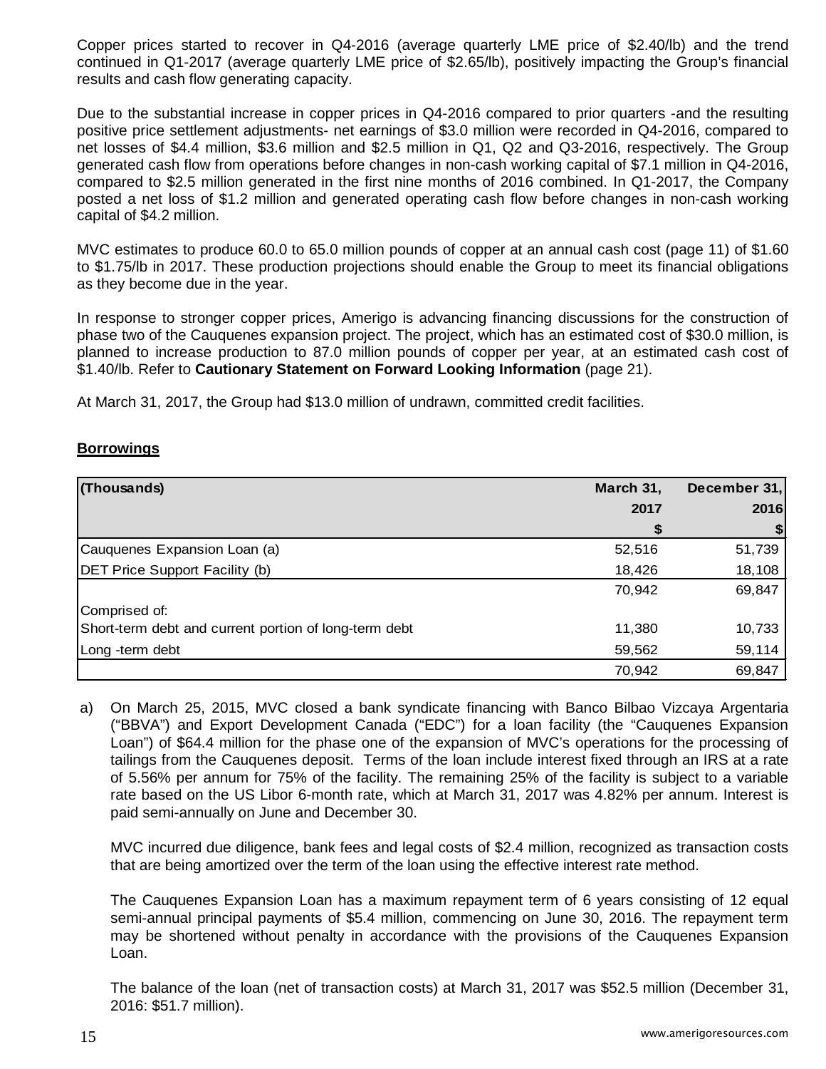Copper prices started to recover in Q4-2016 (average quarterly LME price of $2.40/lb) and the trend continued in Q1-2017 (average quarterly LME price of $2.65/lb), positively impacting the Group's financial results and cash flow generating capacity.

Due to the substantial increase in copper prices in Q4-2016 compared to prior quarters -and the resulting positive price settlement adjustments- net earnings of $3.0 million were recorded in Q4-2016, compared to net losses of $4.4 million, $3.6 million and $2.5 million in Q1, Q2 and Q3-2016, respectively. The Group generated cash flow from operations before changes in non-cash working capital of $7.1 million in Q4-2016, compared to $2.5 million generated in the first nine months of 2016 combined. In Q1-2017, the Company posted a net loss of $1.2 million and generated operating cash flow before changes in non-cash working capital of $4.2 million.

MVC estimates to produce 60.0 to 65.0 million pounds of copper at an annual cash cost (page 11) of $1.60 to $1.75/lb in 2017. These production projections should enable the Group to meet its financial obligations as they become due in the year.

In response to stronger copper prices, Amerigo is advancing financing discussions for the construction of phase two of the Cauquenes expansion project. The project, which has an estimated cost of $30.0 million, is planned to increase production to 87.0 million pounds of copper per year, at an estimated cash cost of $1.40/lb. Refer to **Cautionary Statement on Forward Looking Information** (page 21).

At March 31, 2017, the Group had $13.0 million of undrawn, committed credit facilities.

## Borrowings

| (Thousands) | March 31, 2017 $ | December 31, 2016 $ |
|---|---|---|
| Cauquenes Expansion Loan (a) | 52,516 | 51,739 |
| DET Price Support Facility (b) | 18,426 | 18,108 |
| | 70,942 | 69,847 |
| Comprised of: | | |
| Short-term debt and current portion of long-term debt | 11,380 | 10,733 |
| Long -term debt | 59,562 | 59,114 |
| | 70,942 | 69,847 |

a) On March 25, 2015, MVC closed a bank syndicate financing with Banco Bilbao Vizcaya Argentaria ("BBVA") and Export Development Canada ("EDC") for a loan facility (the "Cauquenes Expansion Loan") of $64.4 million for the phase one of the expansion of MVC's operations for the processing of tailings from the Cauquenes deposit. Terms of the loan include interest fixed through an IRS at a rate of 5.56% per annum for 75% of the facility. The remaining 25% of the facility is subject to a variable rate based on the US Libor 6-month rate, which at March 31, 2017 was 4.82% per annum. Interest is paid semi-annually on June and December 30.

   MVC incurred due diligence, bank fees and legal costs of $2.4 million, recognized as transaction costs that are being amortized over the term of the loan using the effective interest rate method.

   The Cauquenes Expansion Loan has a maximum repayment term of 6 years consisting of 12 equal semi-annual principal payments of $5.4 million, commencing on June 30, 2016. The repayment term may be shortened without penalty in accordance with the provisions of the Cauquenes Expansion Loan.

   The balance of the loan (net of transaction costs) at March 31, 2017 was $52.5 million (December 31, 2016: $51.7 million).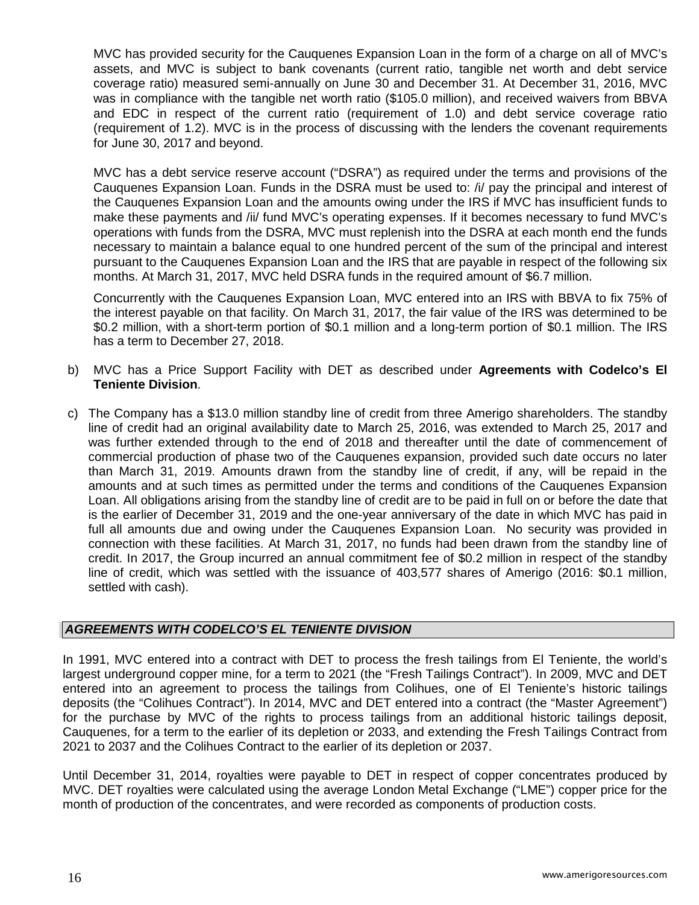MVC has provided security for the Cauquenes Expansion Loan in the form of a charge on all of MVC's assets, and MVC is subject to bank covenants (current ratio, tangible net worth and debt service coverage ratio) measured semi-annually on June 30 and December 31. At December 31, 2016, MVC was in compliance with the tangible net worth ratio ($105.0 million), and received waivers from BBVA and EDC in respect of the current ratio (requirement of 1.0) and debt service coverage ratio (requirement of 1.2). MVC is in the process of discussing with the lenders the covenant requirements for June 30, 2017 and beyond.

MVC has a debt service reserve account ("DSRA") as required under the terms and provisions of the Cauquenes Expansion Loan. Funds in the DSRA must be used to: /i/ pay the principal and interest of the Cauquenes Expansion Loan and the amounts owing under the IRS if MVC has insufficient funds to make these payments and /ii/ fund MVC's operating expenses. If it becomes necessary to fund MVC's operations with funds from the DSRA, MVC must replenish into the DSRA at each month end the funds necessary to maintain a balance equal to one hundred percent of the sum of the principal and interest pursuant to the Cauquenes Expansion Loan and the IRS that are payable in respect of the following six months. At March 31, 2017, MVC held DSRA funds in the required amount of $6.7 million.

Concurrently with the Cauquenes Expansion Loan, MVC entered into an IRS with BBVA to fix 75% of the interest payable on that facility. On March 31, 2017, the fair value of the IRS was determined to be $0.2 million, with a short-term portion of $0.1 million and a long-term portion of $0.1 million. The IRS has a term to December 27, 2018.

b) MVC has a Price Support Facility with DET as described under **Agreements with Codelco's El Teniente Division**.

c) The Company has a $13.0 million standby line of credit from three Amerigo shareholders. The standby line of credit had an original availability date to March 25, 2016, was extended to March 25, 2017 and was further extended through to the end of 2018 and thereafter until the date of commencement of commercial production of phase two of the Cauquenes expansion, provided such date occurs no later than March 31, 2019. Amounts drawn from the standby line of credit, if any, will be repaid in the amounts and at such times as permitted under the terms and conditions of the Cauquenes Expansion Loan. All obligations arising from the standby line of credit are to be paid in full on or before the date that is the earlier of December 31, 2019 and the one-year anniversary of the date in which MVC has paid in full all amounts due and owing under the Cauquenes Expansion Loan. No security was provided in connection with these facilities. At March 31, 2017, no funds had been drawn from the standby line of credit. In 2017, the Group incurred an annual commitment fee of $0.2 million in respect of the standby line of credit, which was settled with the issuance of 403,577 shares of Amerigo (2016: $0.1 million, settled with cash).

## *AGREEMENTS WITH CODELCO'S EL TENIENTE DIVISION*

In 1991, MVC entered into a contract with DET to process the fresh tailings from El Teniente, the world's largest underground copper mine, for a term to 2021 (the "Fresh Tailings Contract"). In 2009, MVC and DET entered into an agreement to process the tailings from Colihues, one of El Teniente's historic tailings deposits (the "Colihues Contract"). In 2014, MVC and DET entered into a contract (the "Master Agreement") for the purchase by MVC of the rights to process tailings from an additional historic tailings deposit, Cauquenes, for a term to the earlier of its depletion or 2033, and extending the Fresh Tailings Contract from 2021 to 2037 and the Colihues Contract to the earlier of its depletion or 2037.

Until December 31, 2014, royalties were payable to DET in respect of copper concentrates produced by MVC. DET royalties were calculated using the average London Metal Exchange ("LME") copper price for the month of production of the concentrates, and were recorded as components of production costs.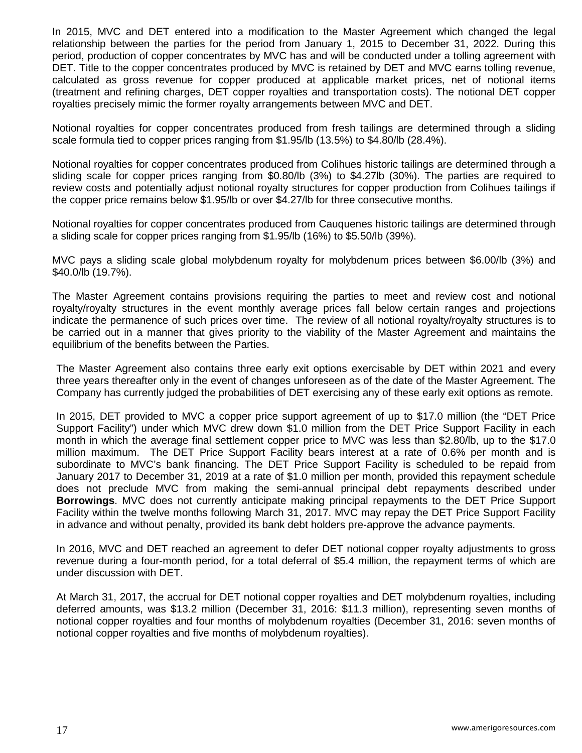In 2015, MVC and DET entered into a modification to the Master Agreement which changed the legal relationship between the parties for the period from January 1, 2015 to December 31, 2022. During this period, production of copper concentrates by MVC has and will be conducted under a tolling agreement with DET. Title to the copper concentrates produced by MVC is retained by DET and MVC earns tolling revenue, calculated as gross revenue for copper produced at applicable market prices, net of notional items (treatment and refining charges, DET copper royalties and transportation costs). The notional DET copper royalties precisely mimic the former royalty arrangements between MVC and DET.

Notional royalties for copper concentrates produced from fresh tailings are determined through a sliding scale formula tied to copper prices ranging from $1.95/lb (13.5%) to $4.80/lb (28.4%).

Notional royalties for copper concentrates produced from Colihues historic tailings are determined through a sliding scale for copper prices ranging from $0.80/lb (3%) to $4.27lb (30%). The parties are required to review costs and potentially adjust notional royalty structures for copper production from Colihues tailings if the copper price remains below $1.95/lb or over $4.27/lb for three consecutive months.

Notional royalties for copper concentrates produced from Cauquenes historic tailings are determined through a sliding scale for copper prices ranging from $1.95/lb (16%) to $5.50/lb (39%).

MVC pays a sliding scale global molybdenum royalty for molybdenum prices between $6.00/lb (3%) and $40.0/lb (19.7%).

The Master Agreement contains provisions requiring the parties to meet and review cost and notional royalty/royalty structures in the event monthly average prices fall below certain ranges and projections indicate the permanence of such prices over time. The review of all notional royalty/royalty structures is to be carried out in a manner that gives priority to the viability of the Master Agreement and maintains the equilibrium of the benefits between the Parties.

The Master Agreement also contains three early exit options exercisable by DET within 2021 and every three years thereafter only in the event of changes unforeseen as of the date of the Master Agreement. The Company has currently judged the probabilities of DET exercising any of these early exit options as remote.

In 2015, DET provided to MVC a copper price support agreement of up to $17.0 million (the "DET Price Support Facility") under which MVC drew down $1.0 million from the DET Price Support Facility in each month in which the average final settlement copper price to MVC was less than $2.80/lb, up to the $17.0 million maximum. The DET Price Support Facility bears interest at a rate of 0.6% per month and is subordinate to MVC's bank financing. The DET Price Support Facility is scheduled to be repaid from January 2017 to December 31, 2019 at a rate of $1.0 million per month, provided this repayment schedule does not preclude MVC from making the semi-annual principal debt repayments described under **Borrowings**. MVC does not currently anticipate making principal repayments to the DET Price Support Facility within the twelve months following March 31, 2017. MVC may repay the DET Price Support Facility in advance and without penalty, provided its bank debt holders pre-approve the advance payments.

In 2016, MVC and DET reached an agreement to defer DET notional copper royalty adjustments to gross revenue during a four-month period, for a total deferral of $5.4 million, the repayment terms of which are under discussion with DET.

At March 31, 2017, the accrual for DET notional copper royalties and DET molybdenum royalties, including deferred amounts, was $13.2 million (December 31, 2016: $11.3 million), representing seven months of notional copper royalties and four months of molybdenum royalties (December 31, 2016: seven months of notional copper royalties and five months of molybdenum royalties).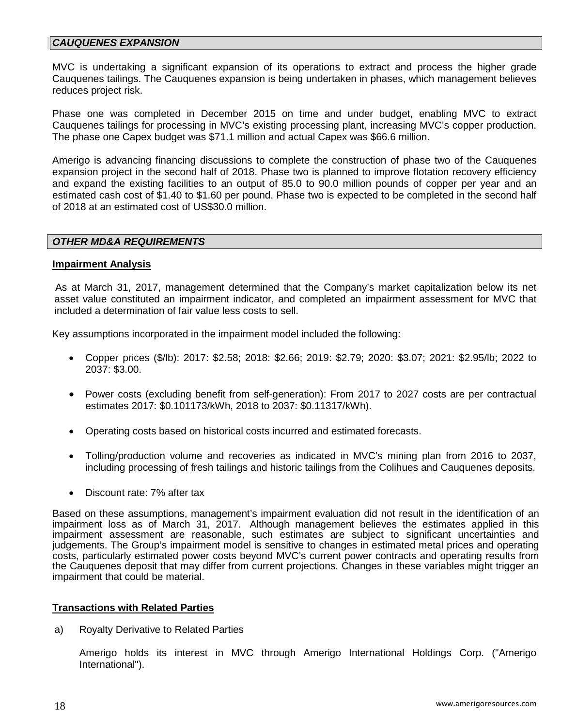## *CAUQUENES EXPANSION*

MVC is undertaking a significant expansion of its operations to extract and process the higher grade Cauquenes tailings. The Cauquenes expansion is being undertaken in phases, which management believes reduces project risk.

Phase one was completed in December 2015 on time and under budget, enabling MVC to extract Cauquenes tailings for processing in MVC's existing processing plant, increasing MVC's copper production. The phase one Capex budget was $71.1 million and actual Capex was $66.6 million.

Amerigo is advancing financing discussions to complete the construction of phase two of the Cauquenes expansion project in the second half of 2018. Phase two is planned to improve flotation recovery efficiency and expand the existing facilities to an output of 85.0 to 90.0 million pounds of copper per year and an estimated cash cost of $1.40 to $1.60 per pound. Phase two is expected to be completed in the second half of 2018 at an estimated cost of US$30.0 million.

## *OTHER MD&A REQUIREMENTS*

### Impairment Analysis

As at March 31, 2017, management determined that the Company's market capitalization below its net asset value constituted an impairment indicator, and completed an impairment assessment for MVC that included a determination of fair value less costs to sell.

Key assumptions incorporated in the impairment model included the following:

- Copper prices ($/lb): 2017: $2.58; 2018: $2.66; 2019: $2.79; 2020: $3.07; 2021: $2.95/lb; 2022 to 2037: $3.00.
- Power costs (excluding benefit from self-generation): From 2017 to 2027 costs are per contractual estimates 2017: $0.101173/kWh, 2018 to 2037: $0.11317/kWh).
- Operating costs based on historical costs incurred and estimated forecasts.
- Tolling/production volume and recoveries as indicated in MVC's mining plan from 2016 to 2037, including processing of fresh tailings and historic tailings from the Colihues and Cauquenes deposits.
- Discount rate: 7% after tax

Based on these assumptions, management's impairment evaluation did not result in the identification of an impairment loss as of March 31, 2017. Although management believes the estimates applied in this impairment assessment are reasonable, such estimates are subject to significant uncertainties and judgements. The Group's impairment model is sensitive to changes in estimated metal prices and operating costs, particularly estimated power costs beyond MVC's current power contracts and operating results from the Cauquenes deposit that may differ from current projections. Changes in these variables might trigger an impairment that could be material.

### Transactions with Related Parties

a) Royalty Derivative to Related Parties

Amerigo holds its interest in MVC through Amerigo International Holdings Corp. ("Amerigo International").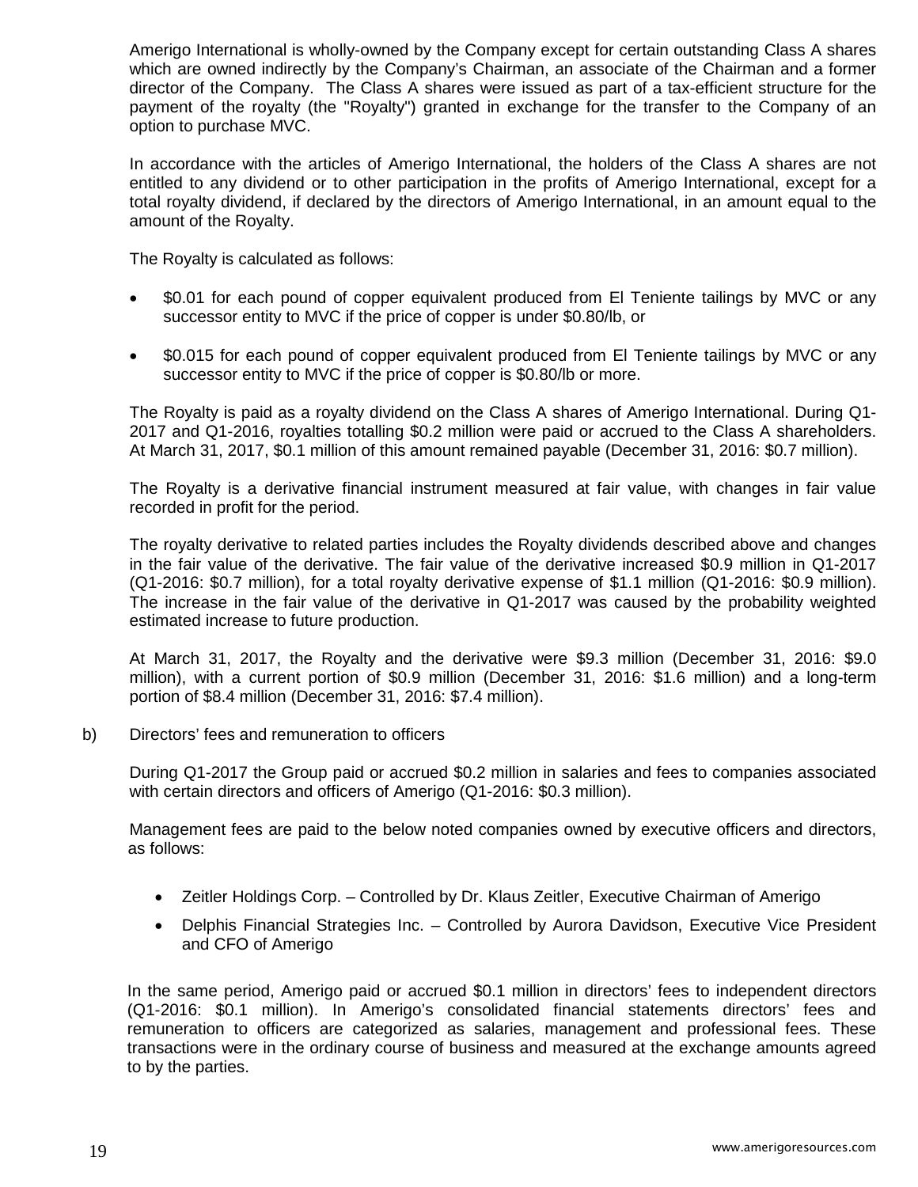Amerigo International is wholly-owned by the Company except for certain outstanding Class A shares which are owned indirectly by the Company's Chairman, an associate of the Chairman and a former director of the Company. The Class A shares were issued as part of a tax-efficient structure for the payment of the royalty (the "Royalty") granted in exchange for the transfer to the Company of an option to purchase MVC.

In accordance with the articles of Amerigo International, the holders of the Class A shares are not entitled to any dividend or to other participation in the profits of Amerigo International, except for a total royalty dividend, if declared by the directors of Amerigo International, in an amount equal to the amount of the Royalty.

The Royalty is calculated as follows:

- $0.01 for each pound of copper equivalent produced from El Teniente tailings by MVC or any successor entity to MVC if the price of copper is under $0.80/lb, or
- $0.015 for each pound of copper equivalent produced from El Teniente tailings by MVC or any successor entity to MVC if the price of copper is $0.80/lb or more.

The Royalty is paid as a royalty dividend on the Class A shares of Amerigo International. During Q1-2017 and Q1-2016, royalties totalling $0.2 million were paid or accrued to the Class A shareholders. At March 31, 2017, $0.1 million of this amount remained payable (December 31, 2016: $0.7 million).

The Royalty is a derivative financial instrument measured at fair value, with changes in fair value recorded in profit for the period.

The royalty derivative to related parties includes the Royalty dividends described above and changes in the fair value of the derivative. The fair value of the derivative increased $0.9 million in Q1-2017 (Q1-2016: $0.7 million), for a total royalty derivative expense of $1.1 million (Q1-2016: $0.9 million). The increase in the fair value of the derivative in Q1-2017 was caused by the probability weighted estimated increase to future production.

At March 31, 2017, the Royalty and the derivative were $9.3 million (December 31, 2016: $9.0 million), with a current portion of $0.9 million (December 31, 2016: $1.6 million) and a long-term portion of $8.4 million (December 31, 2016: $7.4 million).

b) Directors' fees and remuneration to officers

During Q1-2017 the Group paid or accrued $0.2 million in salaries and fees to companies associated with certain directors and officers of Amerigo (Q1-2016: $0.3 million).

Management fees are paid to the below noted companies owned by executive officers and directors, as follows:

- Zeitler Holdings Corp. – Controlled by Dr. Klaus Zeitler, Executive Chairman of Amerigo
- Delphis Financial Strategies Inc. – Controlled by Aurora Davidson, Executive Vice President and CFO of Amerigo

In the same period, Amerigo paid or accrued $0.1 million in directors' fees to independent directors (Q1-2016: $0.1 million). In Amerigo's consolidated financial statements directors' fees and remuneration to officers are categorized as salaries, management and professional fees. These transactions were in the ordinary course of business and measured at the exchange amounts agreed to by the parties.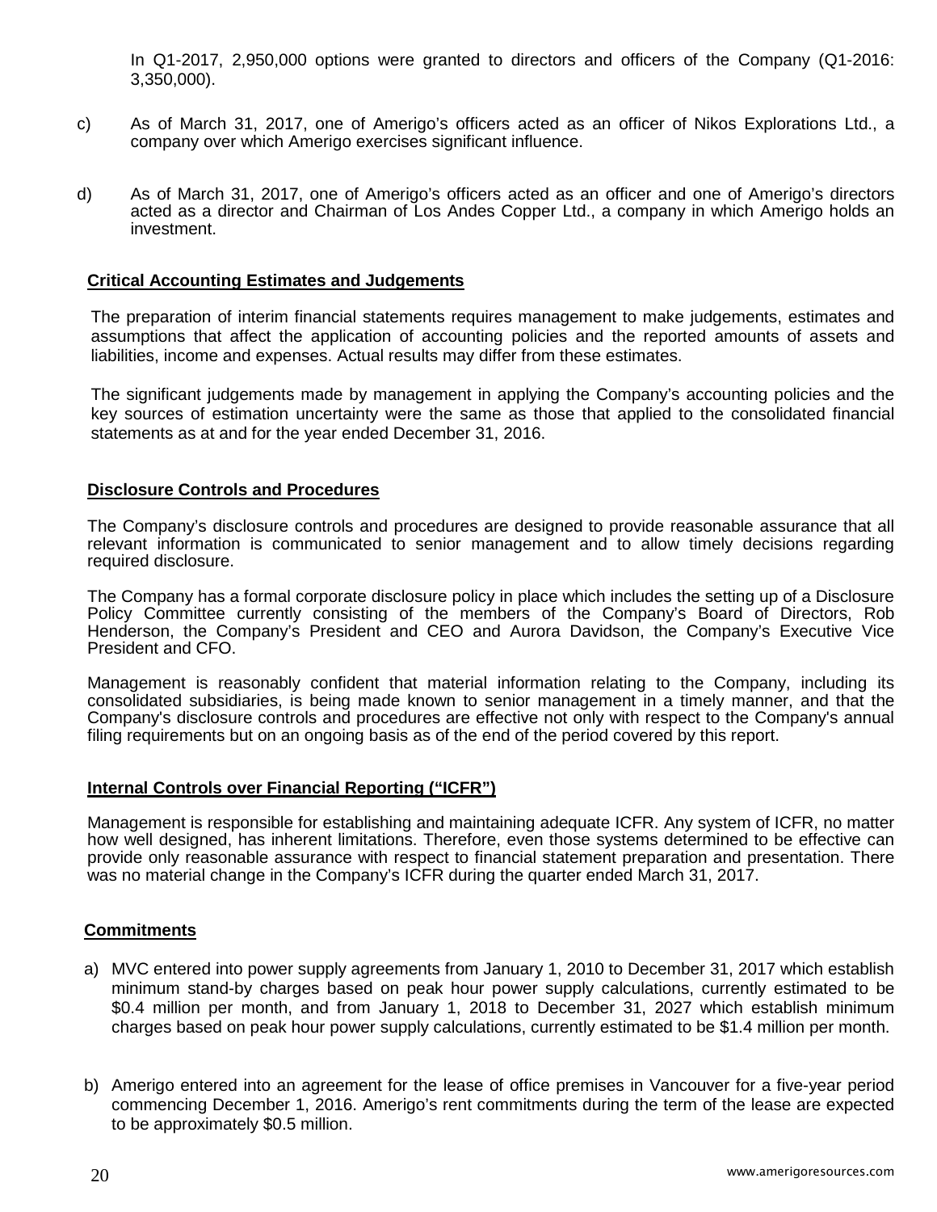In Q1-2017, 2,950,000 options were granted to directors and officers of the Company (Q1-2016: 3,350,000).

c) As of March 31, 2017, one of Amerigo's officers acted as an officer of Nikos Explorations Ltd., a company over which Amerigo exercises significant influence.

d) As of March 31, 2017, one of Amerigo's officers acted as an officer and one of Amerigo's directors acted as a director and Chairman of Los Andes Copper Ltd., a company in which Amerigo holds an investment.

## Critical Accounting Estimates and Judgements

The preparation of interim financial statements requires management to make judgements, estimates and assumptions that affect the application of accounting policies and the reported amounts of assets and liabilities, income and expenses. Actual results may differ from these estimates.

The significant judgements made by management in applying the Company's accounting policies and the key sources of estimation uncertainty were the same as those that applied to the consolidated financial statements as at and for the year ended December 31, 2016.

## Disclosure Controls and Procedures

The Company's disclosure controls and procedures are designed to provide reasonable assurance that all relevant information is communicated to senior management and to allow timely decisions regarding required disclosure.

The Company has a formal corporate disclosure policy in place which includes the setting up of a Disclosure Policy Committee currently consisting of the members of the Company's Board of Directors, Rob Henderson, the Company's President and CEO and Aurora Davidson, the Company's Executive Vice President and CFO.

Management is reasonably confident that material information relating to the Company, including its consolidated subsidiaries, is being made known to senior management in a timely manner, and that the Company's disclosure controls and procedures are effective not only with respect to the Company's annual filing requirements but on an ongoing basis as of the end of the period covered by this report.

## Internal Controls over Financial Reporting ("ICFR")

Management is responsible for establishing and maintaining adequate ICFR. Any system of ICFR, no matter how well designed, has inherent limitations. Therefore, even those systems determined to be effective can provide only reasonable assurance with respect to financial statement preparation and presentation. There was no material change in the Company's ICFR during the quarter ended March 31, 2017.

## Commitments

a) MVC entered into power supply agreements from January 1, 2010 to December 31, 2017 which establish minimum stand-by charges based on peak hour power supply calculations, currently estimated to be $0.4 million per month, and from January 1, 2018 to December 31, 2027 which establish minimum charges based on peak hour power supply calculations, currently estimated to be $1.4 million per month.

b) Amerigo entered into an agreement for the lease of office premises in Vancouver for a five-year period commencing December 1, 2016. Amerigo's rent commitments during the term of the lease are expected to be approximately $0.5 million.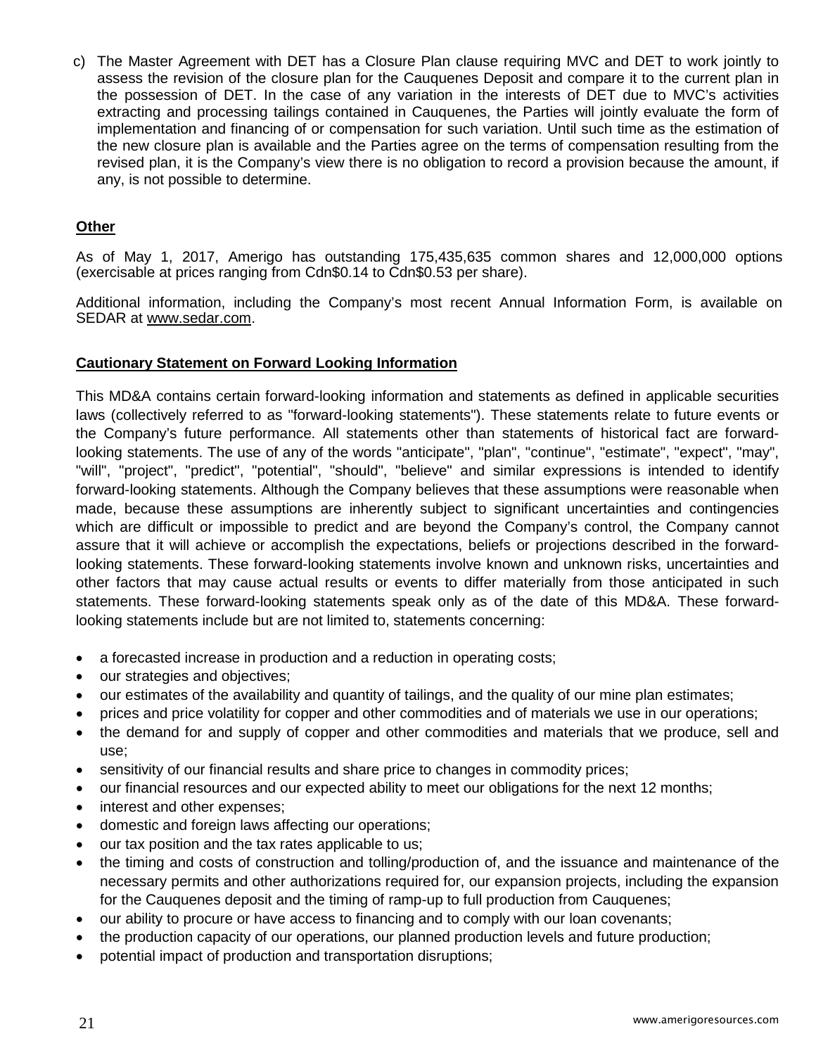c) The Master Agreement with DET has a Closure Plan clause requiring MVC and DET to work jointly to assess the revision of the closure plan for the Cauquenes Deposit and compare it to the current plan in the possession of DET. In the case of any variation in the interests of DET due to MVC's activities extracting and processing tailings contained in Cauquenes, the Parties will jointly evaluate the form of implementation and financing of or compensation for such variation. Until such time as the estimation of the new closure plan is available and the Parties agree on the terms of compensation resulting from the revised plan, it is the Company's view there is no obligation to record a provision because the amount, if any, is not possible to determine.

**Other**

As of May 1, 2017, Amerigo has outstanding 175,435,635 common shares and 12,000,000 options (exercisable at prices ranging from Cdn$0.14 to Cdn$0.53 per share).

Additional information, including the Company's most recent Annual Information Form, is available on SEDAR at www.sedar.com.

**Cautionary Statement on Forward Looking Information**

This MD&A contains certain forward-looking information and statements as defined in applicable securities laws (collectively referred to as "forward-looking statements"). These statements relate to future events or the Company's future performance. All statements other than statements of historical fact are forward-looking statements. The use of any of the words "anticipate", "plan", "continue", "estimate", "expect", "may", "will", "project", "predict", "potential", "should", "believe" and similar expressions is intended to identify forward-looking statements. Although the Company believes that these assumptions were reasonable when made, because these assumptions are inherently subject to significant uncertainties and contingencies which are difficult or impossible to predict and are beyond the Company's control, the Company cannot assure that it will achieve or accomplish the expectations, beliefs or projections described in the forward-looking statements. These forward-looking statements involve known and unknown risks, uncertainties and other factors that may cause actual results or events to differ materially from those anticipated in such statements. These forward-looking statements speak only as of the date of this MD&A. These forward-looking statements include but are not limited to, statements concerning:

- a forecasted increase in production and a reduction in operating costs;
- our strategies and objectives;
- our estimates of the availability and quantity of tailings, and the quality of our mine plan estimates;
- prices and price volatility for copper and other commodities and of materials we use in our operations;
- the demand for and supply of copper and other commodities and materials that we produce, sell and use;
- sensitivity of our financial results and share price to changes in commodity prices;
- our financial resources and our expected ability to meet our obligations for the next 12 months;
- interest and other expenses;
- domestic and foreign laws affecting our operations;
- our tax position and the tax rates applicable to us;
- the timing and costs of construction and tolling/production of, and the issuance and maintenance of the necessary permits and other authorizations required for, our expansion projects, including the expansion for the Cauquenes deposit and the timing of ramp-up to full production from Cauquenes;
- our ability to procure or have access to financing and to comply with our loan covenants;
- the production capacity of our operations, our planned production levels and future production;
- potential impact of production and transportation disruptions;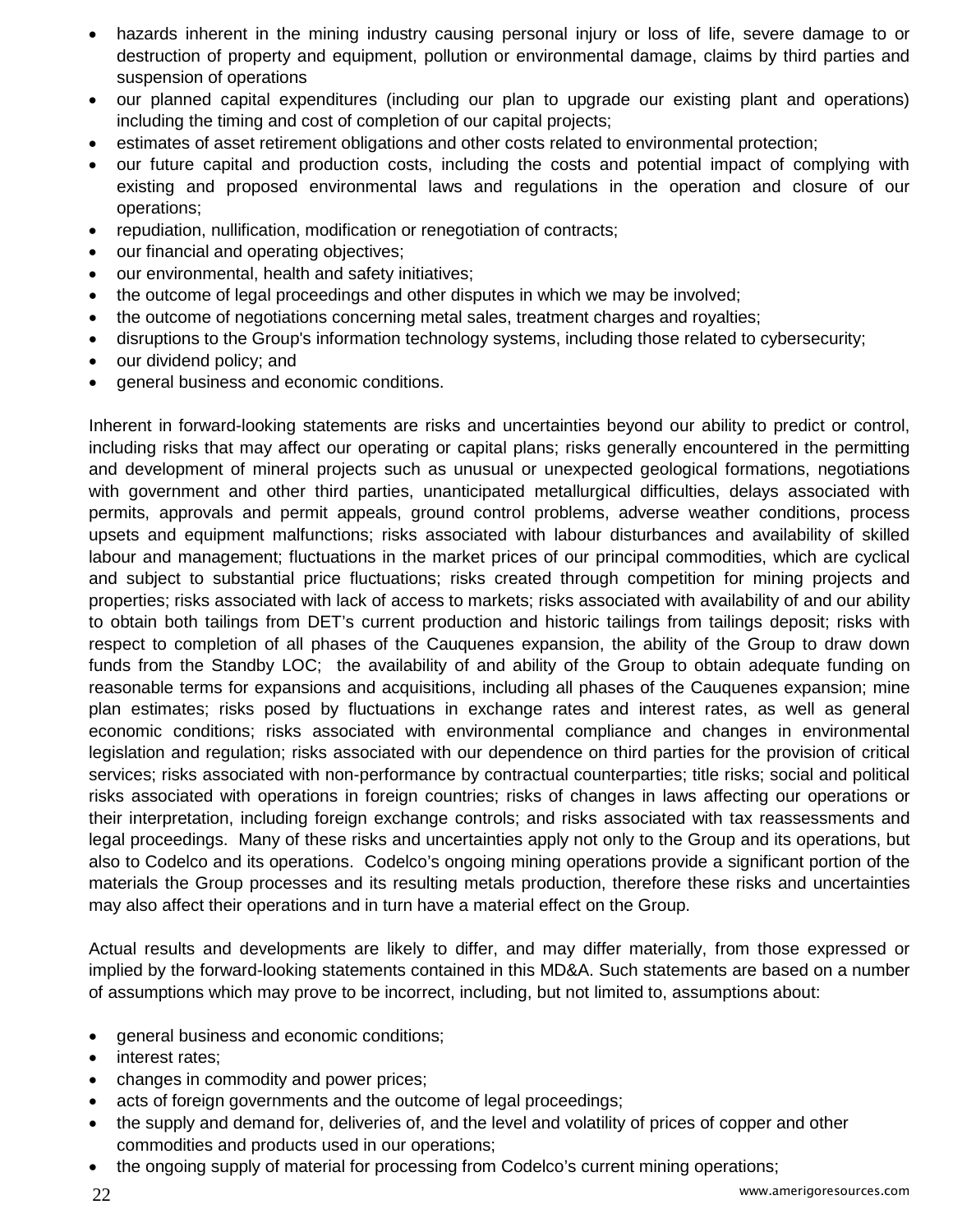- hazards inherent in the mining industry causing personal injury or loss of life, severe damage to or destruction of property and equipment, pollution or environmental damage, claims by third parties and suspension of operations
- our planned capital expenditures (including our plan to upgrade our existing plant and operations) including the timing and cost of completion of our capital projects;
- estimates of asset retirement obligations and other costs related to environmental protection;
- our future capital and production costs, including the costs and potential impact of complying with existing and proposed environmental laws and regulations in the operation and closure of our operations;
- repudiation, nullification, modification or renegotiation of contracts;
- our financial and operating objectives;
- our environmental, health and safety initiatives;
- the outcome of legal proceedings and other disputes in which we may be involved;
- the outcome of negotiations concerning metal sales, treatment charges and royalties;
- disruptions to the Group's information technology systems, including those related to cybersecurity;
- our dividend policy; and
- general business and economic conditions.

Inherent in forward-looking statements are risks and uncertainties beyond our ability to predict or control, including risks that may affect our operating or capital plans; risks generally encountered in the permitting and development of mineral projects such as unusual or unexpected geological formations, negotiations with government and other third parties, unanticipated metallurgical difficulties, delays associated with permits, approvals and permit appeals, ground control problems, adverse weather conditions, process upsets and equipment malfunctions; risks associated with labour disturbances and availability of skilled labour and management; fluctuations in the market prices of our principal commodities, which are cyclical and subject to substantial price fluctuations; risks created through competition for mining projects and properties; risks associated with lack of access to markets; risks associated with availability of and our ability to obtain both tailings from DET's current production and historic tailings from tailings deposit; risks with respect to completion of all phases of the Cauquenes expansion, the ability of the Group to draw down funds from the Standby LOC; the availability of and ability of the Group to obtain adequate funding on reasonable terms for expansions and acquisitions, including all phases of the Cauquenes expansion; mine plan estimates; risks posed by fluctuations in exchange rates and interest rates, as well as general economic conditions; risks associated with environmental compliance and changes in environmental legislation and regulation; risks associated with our dependence on third parties for the provision of critical services; risks associated with non-performance by contractual counterparties; title risks; social and political risks associated with operations in foreign countries; risks of changes in laws affecting our operations or their interpretation, including foreign exchange controls; and risks associated with tax reassessments and legal proceedings. Many of these risks and uncertainties apply not only to the Group and its operations, but also to Codelco and its operations. Codelco's ongoing mining operations provide a significant portion of the materials the Group processes and its resulting metals production, therefore these risks and uncertainties may also affect their operations and in turn have a material effect on the Group.

Actual results and developments are likely to differ, and may differ materially, from those expressed or implied by the forward-looking statements contained in this MD&A. Such statements are based on a number of assumptions which may prove to be incorrect, including, but not limited to, assumptions about:

- general business and economic conditions;
- interest rates;
- changes in commodity and power prices;
- acts of foreign governments and the outcome of legal proceedings;
- the supply and demand for, deliveries of, and the level and volatility of prices of copper and other commodities and products used in our operations;
- the ongoing supply of material for processing from Codelco's current mining operations;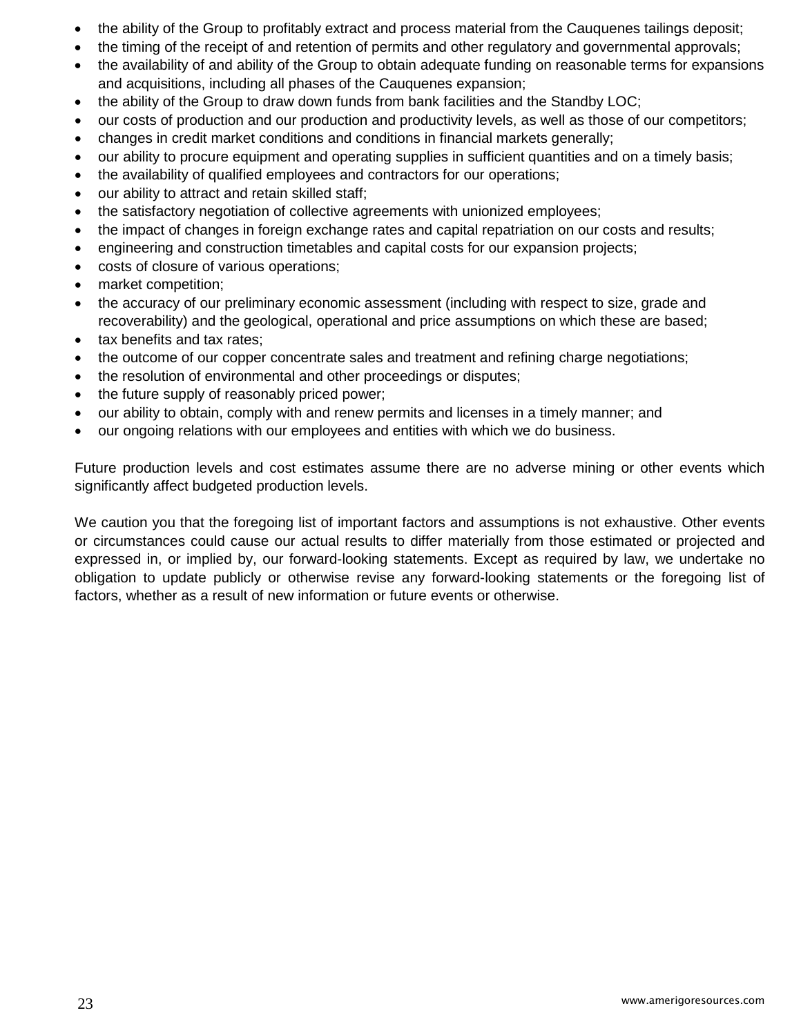- the ability of the Group to profitably extract and process material from the Cauquenes tailings deposit;
- the timing of the receipt of and retention of permits and other regulatory and governmental approvals;
- the availability of and ability of the Group to obtain adequate funding on reasonable terms for expansions and acquisitions, including all phases of the Cauquenes expansion;
- the ability of the Group to draw down funds from bank facilities and the Standby LOC;
- our costs of production and our production and productivity levels, as well as those of our competitors;
- changes in credit market conditions and conditions in financial markets generally;
- our ability to procure equipment and operating supplies in sufficient quantities and on a timely basis;
- the availability of qualified employees and contractors for our operations;
- our ability to attract and retain skilled staff;
- the satisfactory negotiation of collective agreements with unionized employees;
- the impact of changes in foreign exchange rates and capital repatriation on our costs and results;
- engineering and construction timetables and capital costs for our expansion projects;
- costs of closure of various operations;
- market competition;
- the accuracy of our preliminary economic assessment (including with respect to size, grade and recoverability) and the geological, operational and price assumptions on which these are based;
- tax benefits and tax rates;
- the outcome of our copper concentrate sales and treatment and refining charge negotiations;
- the resolution of environmental and other proceedings or disputes;
- the future supply of reasonably priced power;
- our ability to obtain, comply with and renew permits and licenses in a timely manner; and
- our ongoing relations with our employees and entities with which we do business.

Future production levels and cost estimates assume there are no adverse mining or other events which significantly affect budgeted production levels.

We caution you that the foregoing list of important factors and assumptions is not exhaustive. Other events or circumstances could cause our actual results to differ materially from those estimated or projected and expressed in, or implied by, our forward-looking statements. Except as required by law, we undertake no obligation to update publicly or otherwise revise any forward-looking statements or the foregoing list of factors, whether as a result of new information or future events or otherwise.